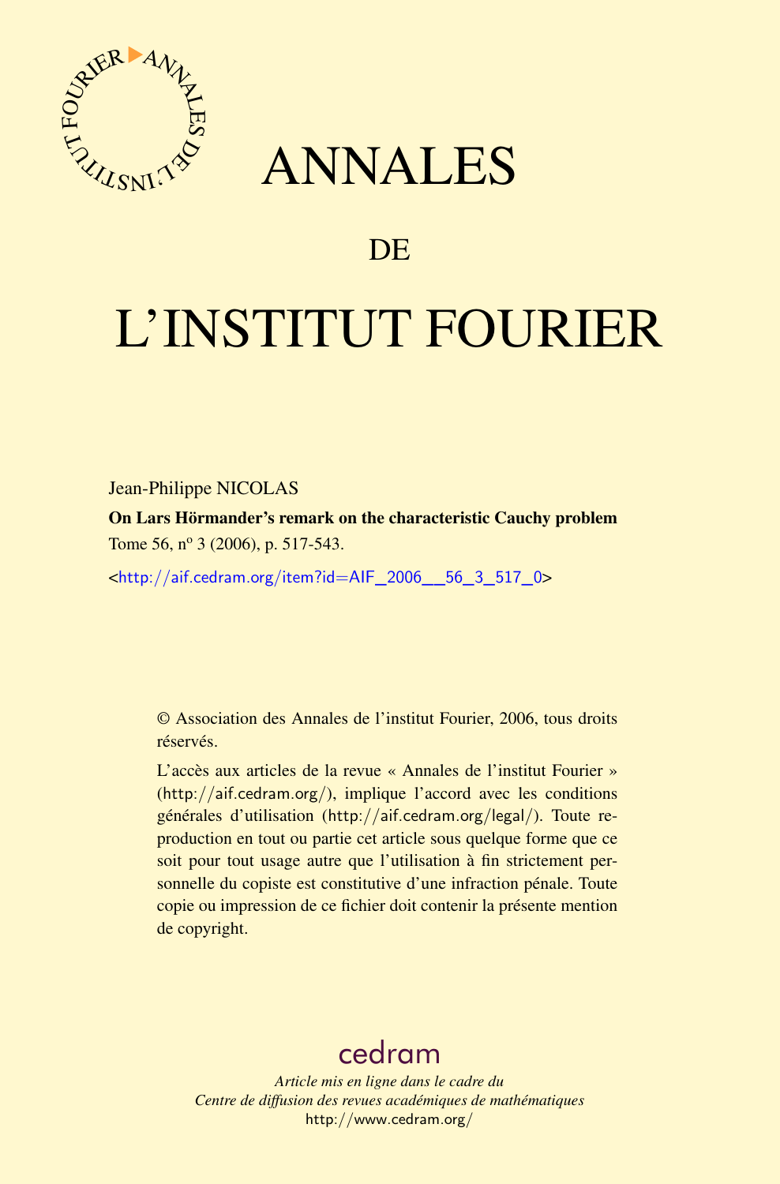# ANNALES

## DE

# L'INSTITUT FOURIER

Jean-Philippe NICOLAS

**On Lars Hörmander's remark on the characteristic Cauchy problem**

Tome 56, n$^{o}$ 3 (2006), p. 517-543.

<http://aif.cedram.org/item?id=AIF_2006__56_3_517_0>

© Association des Annales de l'institut Fourier, 2006, tous droits réservés.

L'accès aux articles de la revue « Annales de l'institut Fourier » (http://aif.cedram.org/), implique l'accord avec les conditions générales d'utilisation (http://aif.cedram.org/legal/). Toute reproduction en tout ou partie cet article sous quelque forme que ce soit pour tout usage autre que l'utilisation à fin strictement personnelle du copiste est constitutive d'une infraction pénale. Toute copie ou impression de ce fichier doit contenir la présente mention de copyright.

cedram

*Article mis en ligne dans le cadre du*
*Centre de diffusion des revues académiques de mathématiques*
http://www.cedram.org/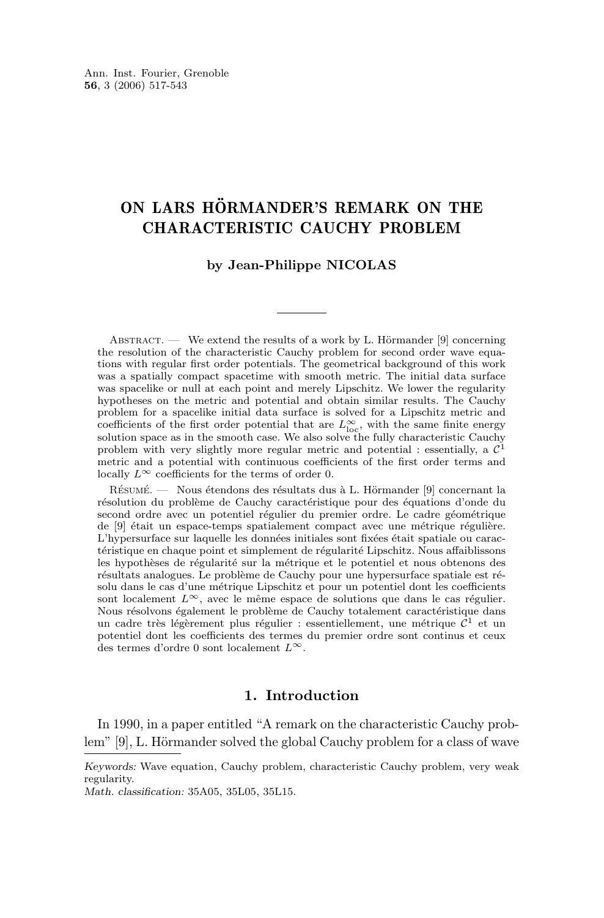# ON LARS HÖRMANDER'S REMARK ON THE CHARACTERISTIC CAUCHY PROBLEM

**by Jean-Philippe NICOLAS**

---

Abstract. — We extend the results of a work by L. Hörmander [9] concerning the resolution of the characteristic Cauchy problem for second order wave equations with regular first order potentials. The geometrical background of this work was a spatially compact spacetime with smooth metric. The initial data surface was spacelike or null at each point and merely Lipschitz. We lower the regularity hypotheses on the metric and potential and obtain similar results. The Cauchy problem for a spacelike initial data surface is solved for a Lipschitz metric and coefficients of the first order potential that are $L^\infty_{\text{loc}}$, with the same finite energy solution space as in the smooth case. We also solve the fully characteristic Cauchy problem with very slightly more regular metric and potential : essentially, a $\mathcal{C}^1$ metric and a potential with continuous coefficients of the first order terms and locally $L^\infty$ coefficients for the terms of order 0.

Résumé. — Nous étendons des résultats dus à L. Hörmander [9] concernant la résolution du problème de Cauchy caractéristique pour des équations d'onde du second ordre avec un potentiel régulier du premier ordre. Le cadre géométrique de [9] était un espace-temps spatialement compact avec une métrique régulière. L'hypersurface sur laquelle les données initiales sont fixées était spatiale ou caractéristique en chaque point et simplement de régularité Lipschitz. Nous affaiblissons les hypothèses de régularité sur la métrique et le potentiel et nous obtenons des résultats analogues. Le problème de Cauchy pour une hypersurface spatiale est résolu dans le cas d'une métrique Lipschitz et pour un potentiel dont les coefficients sont localement $L^\infty$, avec le même espace de solutions que dans le cas régulier. Nous résolvons également le problème de Cauchy totalement caractéristique dans un cadre très légèrement plus régulier : essentiellement, une métrique $\mathcal{C}^1$ et un potentiel dont les coefficients des termes du premier ordre sont continus et ceux des termes d'ordre 0 sont localement $L^\infty$.

## 1. Introduction

In 1990, in a paper entitled "A remark on the characteristic Cauchy problem" [9], L. Hörmander solved the global Cauchy problem for a class of wave

---

*Keywords:* Wave equation, Cauchy problem, characteristic Cauchy problem, very weak regularity.
*Math. classification:* 35A05, 35L05, 35L15.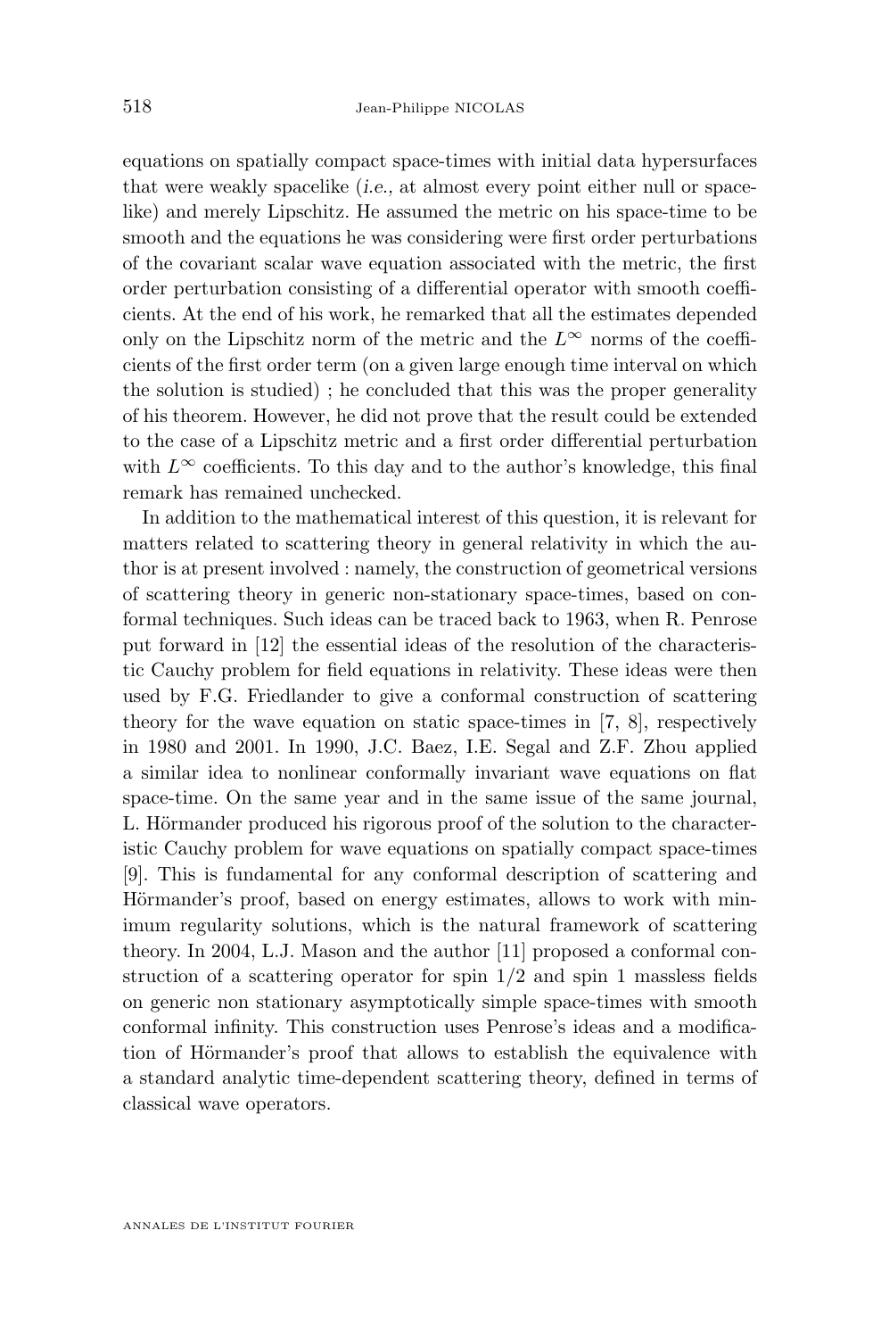equations on spatially compact space-times with initial data hypersurfaces that were weakly spacelike (*i.e.*, at almost every point either null or spacelike) and merely Lipschitz. He assumed the metric on his space-time to be smooth and the equations he was considering were first order perturbations of the covariant scalar wave equation associated with the metric, the first order perturbation consisting of a differential operator with smooth coefficients. At the end of his work, he remarked that all the estimates depended only on the Lipschitz norm of the metric and the $L^\infty$ norms of the coefficients of the first order term (on a given large enough time interval on which the solution is studied) ; he concluded that this was the proper generality of his theorem. However, he did not prove that the result could be extended to the case of a Lipschitz metric and a first order differential perturbation with $L^\infty$ coefficients. To this day and to the author's knowledge, this final remark has remained unchecked.

In addition to the mathematical interest of this question, it is relevant for matters related to scattering theory in general relativity in which the author is at present involved : namely, the construction of geometrical versions of scattering theory in generic non-stationary space-times, based on conformal techniques. Such ideas can be traced back to 1963, when R. Penrose put forward in [12] the essential ideas of the resolution of the characteristic Cauchy problem for field equations in relativity. These ideas were then used by F.G. Friedlander to give a conformal construction of scattering theory for the wave equation on static space-times in [7, 8], respectively in 1980 and 2001. In 1990, J.C. Baez, I.E. Segal and Z.F. Zhou applied a similar idea to nonlinear conformally invariant wave equations on flat space-time. On the same year and in the same issue of the same journal, L. Hörmander produced his rigorous proof of the solution to the characteristic Cauchy problem for wave equations on spatially compact space-times [9]. This is fundamental for any conformal description of scattering and Hörmander's proof, based on energy estimates, allows to work with minimum regularity solutions, which is the natural framework of scattering theory. In 2004, L.J. Mason and the author [11] proposed a conformal construction of a scattering operator for spin 1/2 and spin 1 massless fields on generic non stationary asymptotically simple space-times with smooth conformal infinity. This construction uses Penrose's ideas and a modification of Hörmander's proof that allows to establish the equivalence with a standard analytic time-dependent scattering theory, defined in terms of classical wave operators.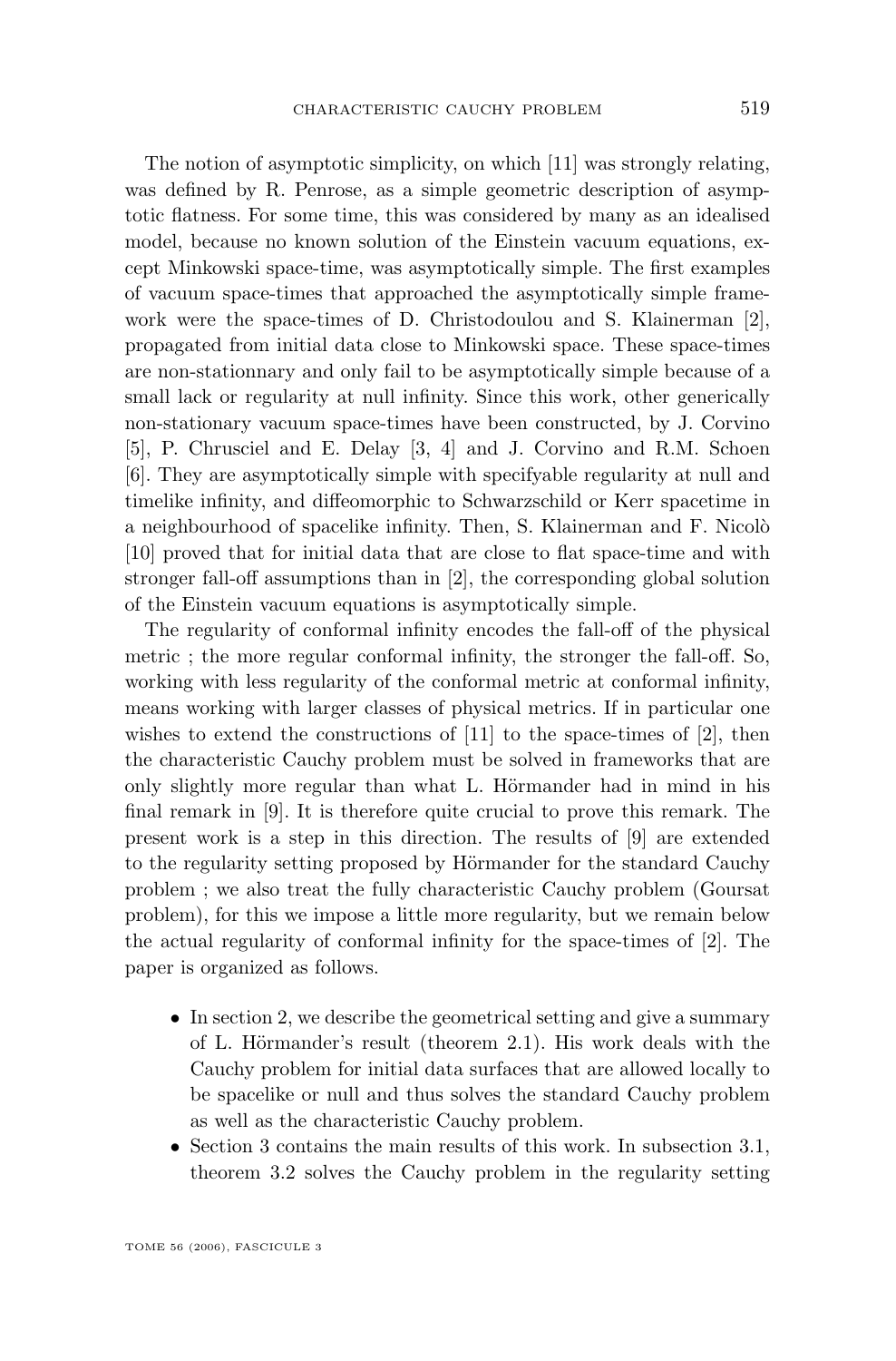The notion of asymptotic simplicity, on which [11] was strongly relating, was defined by R. Penrose, as a simple geometric description of asymptotic flatness. For some time, this was considered by many as an idealised model, because no known solution of the Einstein vacuum equations, except Minkowski space-time, was asymptotically simple. The first examples of vacuum space-times that approached the asymptotically simple framework were the space-times of D. Christodoulou and S. Klainerman [2], propagated from initial data close to Minkowski space. These space-times are non-stationnary and only fail to be asymptotically simple because of a small lack or regularity at null infinity. Since this work, other generically non-stationary vacuum space-times have been constructed, by J. Corvino [5], P. Chrusciel and E. Delay [3, 4] and J. Corvino and R.M. Schoen [6]. They are asymptotically simple with specifyable regularity at null and timelike infinity, and diffeomorphic to Schwarzschild or Kerr spacetime in a neighbourhood of spacelike infinity. Then, S. Klainerman and F. Nicolò [10] proved that for initial data that are close to flat space-time and with stronger fall-off assumptions than in [2], the corresponding global solution of the Einstein vacuum equations is asymptotically simple.

The regularity of conformal infinity encodes the fall-off of the physical metric ; the more regular conformal infinity, the stronger the fall-off. So, working with less regularity of the conformal metric at conformal infinity, means working with larger classes of physical metrics. If in particular one wishes to extend the constructions of [11] to the space-times of [2], then the characteristic Cauchy problem must be solved in frameworks that are only slightly more regular than what L. Hörmander had in mind in his final remark in [9]. It is therefore quite crucial to prove this remark. The present work is a step in this direction. The results of [9] are extended to the regularity setting proposed by Hörmander for the standard Cauchy problem ; we also treat the fully characteristic Cauchy problem (Goursat problem), for this we impose a little more regularity, but we remain below the actual regularity of conformal infinity for the space-times of [2]. The paper is organized as follows.

- In section 2, we describe the geometrical setting and give a summary of L. Hörmander's result (theorem 2.1). His work deals with the Cauchy problem for initial data surfaces that are allowed locally to be spacelike or null and thus solves the standard Cauchy problem as well as the characteristic Cauchy problem.
- Section 3 contains the main results of this work. In subsection 3.1, theorem 3.2 solves the Cauchy problem in the regularity setting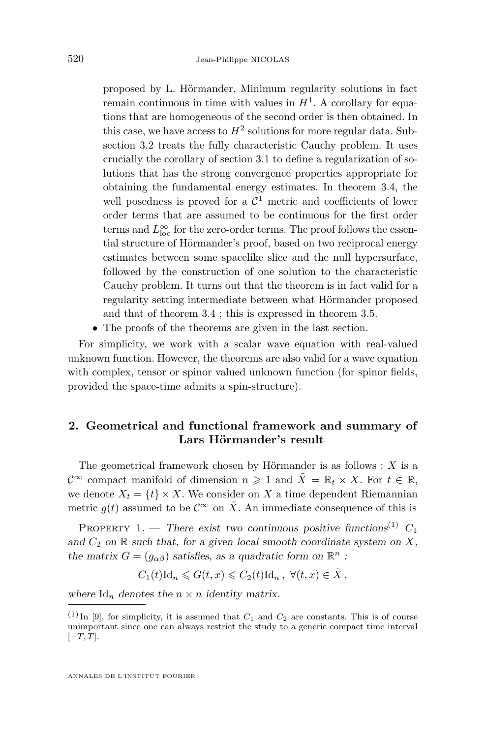proposed by L. Hörmander. Minimum regularity solutions in fact remain continuous in time with values in $H^1$. A corollary for equations that are homogeneous of the second order is then obtained. In this case, we have access to $H^2$ solutions for more regular data. Subsection 3.2 treats the fully characteristic Cauchy problem. It uses crucially the corollary of section 3.1 to define a regularization of solutions that has the strong convergence properties appropriate for obtaining the fundamental energy estimates. In theorem 3.4, the well posedness is proved for a $\mathcal{C}^1$ metric and coefficients of lower order terms that are assumed to be continuous for the first order terms and $L^\infty_{\mathrm{loc}}$ for the zero-order terms. The proof follows the essential structure of Hörmander's proof, based on two reciprocal energy estimates between some spacelike slice and the null hypersurface, followed by the construction of one solution to the characteristic Cauchy problem. It turns out that the theorem is in fact valid for a regularity setting intermediate between what Hörmander proposed and that of theorem 3.4 ; this is expressed in theorem 3.5.

- The proofs of the theorems are given in the last section.

For simplicity, we work with a scalar wave equation with real-valued unknown function. However, the theorems are also valid for a wave equation with complex, tensor or spinor valued unknown function (for spinor fields, provided the space-time admits a spin-structure).

## 2. Geometrical and functional framework and summary of Lars Hörmander's result

The geometrical framework chosen by Hörmander is as follows : $X$ is a $\mathcal{C}^\infty$ compact manifold of dimension $n \geqslant 1$ and $\tilde{X} = \mathbb{R}_t \times X$. For $t \in \mathbb{R}$, we denote $X_t = \{t\} \times X$. We consider on $X$ a time dependent Riemannian metric $g(t)$ assumed to be $\mathcal{C}^\infty$ on $\tilde{X}$. An immediate consequence of this is

Property 1. — *There exist two continuous positive functions*[1] $C_1$ *and* $C_2$ *on* $\mathbb{R}$ *such that, for a given local smooth coordinate system on* $X$, *the matrix* $G = (g_{\alpha\beta})$ *satisfies, as a quadratic form on* $\mathbb{R}^n$ *:*

$$C_1(t)\mathrm{Id}_n \leqslant G(t,x) \leqslant C_2(t)\mathrm{Id}_n \, , \ \forall (t,x) \in \tilde{X} \, ,$$

*where* $\mathrm{Id}_n$ *denotes the* $n \times n$ *identity matrix.*

[1] In [9], for simplicity, it is assumed that $C_1$ and $C_2$ are constants. This is of course unimportant since one can always restrict the study to a generic compact time interval $[-T, T]$.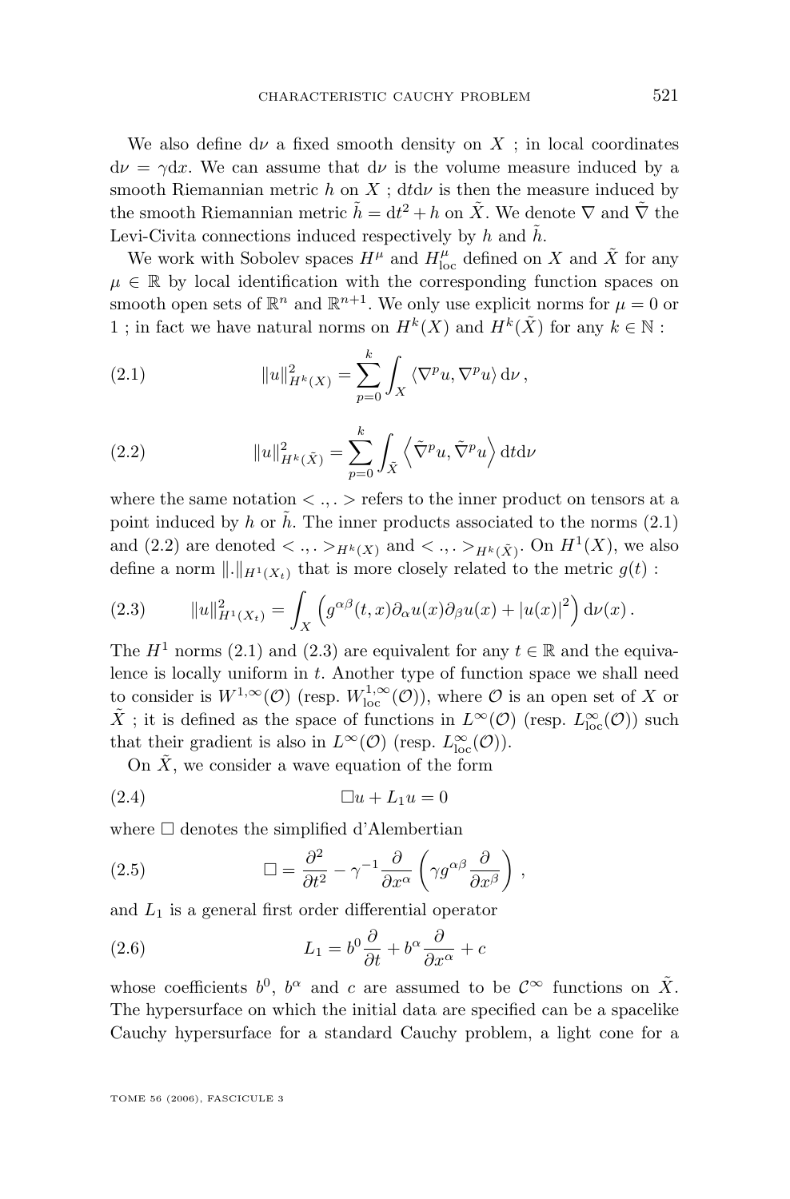We also define $\mathrm{d}\nu$ a fixed smooth density on $X$ ; in local coordinates $\mathrm{d}\nu = \gamma \mathrm{d}x$. We can assume that $\mathrm{d}\nu$ is the volume measure induced by a smooth Riemannian metric $h$ on $X$ ; $\mathrm{d}t\mathrm{d}\nu$ is then the measure induced by the smooth Riemannian metric $\tilde{h} = \mathrm{d}t^2 + h$ on $\tilde{X}$. We denote $\nabla$ and $\tilde{\nabla}$ the Levi-Civita connections induced respectively by $h$ and $\tilde{h}$.

We work with Sobolev spaces $H^\mu$ and $H^\mu_{\mathrm{loc}}$ defined on $X$ and $\tilde{X}$ for any $\mu \in \mathbb{R}$ by local identification with the corresponding function spaces on smooth open sets of $\mathbb{R}^n$ and $\mathbb{R}^{n+1}$. We only use explicit norms for $\mu = 0$ or $1$ ; in fact we have natural norms on $H^k(X)$ and $H^k(\tilde{X})$ for any $k \in \mathbb{N}$ :

$$\|u\|^2_{H^k(X)} = \sum_{p=0}^{k} \int_X \langle \nabla^p u, \nabla^p u \rangle \,\mathrm{d}\nu\,, \tag{2.1}$$

$$\|u\|^2_{H^k(\tilde{X})} = \sum_{p=0}^{k} \int_{\tilde{X}} \left\langle \tilde{\nabla}^p u, \tilde{\nabla}^p u \right\rangle \mathrm{d}t\mathrm{d}\nu \tag{2.2}$$

where the same notation $< .,. >$ refers to the inner product on tensors at a point induced by $h$ or $\tilde{h}$. The inner products associated to the norms (2.1) and (2.2) are denoted $< .,. >_{H^k(X)}$ and $< .,. >_{H^k(\tilde{X})}$. On $H^1(X)$, we also define a norm $\|.\|_{H^1(X_t)}$ that is more closely related to the metric $g(t)$ :

$$\|u\|^2_{H^1(X_t)} = \int_X \left( g^{\alpha\beta}(t,x)\partial_\alpha u(x) \partial_\beta u(x) + |u(x)|^2 \right) \mathrm{d}\nu(x)\,. \tag{2.3}$$

The $H^1$ norms (2.1) and (2.3) are equivalent for any $t \in \mathbb{R}$ and the equivalence is locally uniform in $t$. Another type of function space we shall need to consider is $W^{1,\infty}(\mathcal{O})$ (resp. $W^{1,\infty}_{\mathrm{loc}}(\mathcal{O})$), where $\mathcal{O}$ is an open set of $X$ or $\tilde{X}$ ; it is defined as the space of functions in $L^\infty(\mathcal{O})$ (resp. $L^\infty_{\mathrm{loc}}(\mathcal{O})$) such that their gradient is also in $L^\infty(\mathcal{O})$ (resp. $L^\infty_{\mathrm{loc}}(\mathcal{O})$).

On $\tilde{X}$, we consider a wave equation of the form

$$\Box u + L_1 u = 0 \tag{2.4}$$

where $\Box$ denotes the simplified d'Alembertian

$$\Box = \frac{\partial^2}{\partial t^2} - \gamma^{-1} \frac{\partial}{\partial x^\alpha} \left( \gamma g^{\alpha\beta} \frac{\partial}{\partial x^\beta} \right)\,, \tag{2.5}$$

and $L_1$ is a general first order differential operator

$$L_1 = b^0 \frac{\partial}{\partial t} + b^\alpha \frac{\partial}{\partial x^\alpha} + c \tag{2.6}$$

whose coefficients $b^0$, $b^\alpha$ and $c$ are assumed to be $\mathcal{C}^\infty$ functions on $\tilde{X}$. The hypersurface on which the initial data are specified can be a spacelike Cauchy hypersurface for a standard Cauchy problem, a light cone for a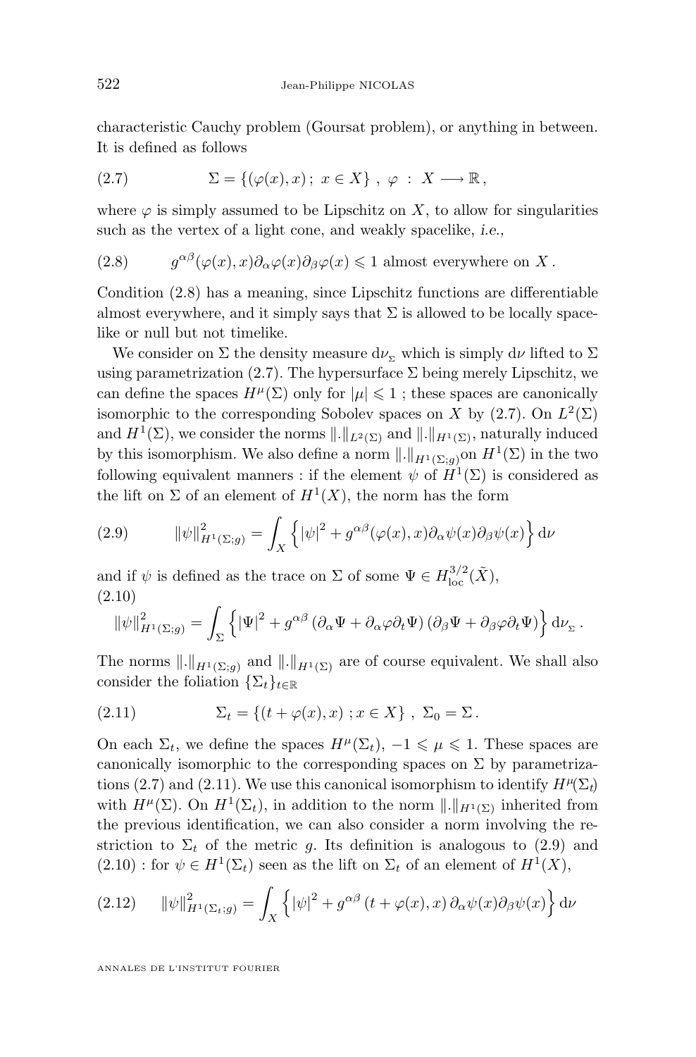characteristic Cauchy problem (Goursat problem), or anything in between. It is defined as follows

$$\Sigma = \{(\varphi(x), x)\,;\; x \in X\}\;,\; \varphi \;:\; X \longrightarrow \mathbb{R}\,, \tag{2.7}$$

where $\varphi$ is simply assumed to be Lipschitz on $X$, to allow for singularities such as the vertex of a light cone, and weakly spacelike, *i.e.,*

$$g^{\alpha\beta}(\varphi(x), x)\partial_\alpha \varphi(x) \partial_\beta \varphi(x) \leqslant 1 \text{ almost everywhere on } X\,. \tag{2.8}$$

Condition (2.8) has a meaning, since Lipschitz functions are differentiable almost everywhere, and it simply says that $\Sigma$ is allowed to be locally spacelike or null but not timelike.

We consider on $\Sigma$ the density measure $\mathrm{d}\nu_{\Sigma}$ which is simply $\mathrm{d}\nu$ lifted to $\Sigma$ using parametrization (2.7). The hypersurface $\Sigma$ being merely Lipschitz, we can define the spaces $H^\mu(\Sigma)$ only for $|\mu| \leqslant 1$ ; these spaces are canonically isomorphic to the corresponding Sobolev spaces on $X$ by (2.7). On $L^2(\Sigma)$ and $H^1(\Sigma)$, we consider the norms $\|.\|_{L^2(\Sigma)}$ and $\|.\|_{H^1(\Sigma)}$, naturally induced by this isomorphism. We also define a norm $\|.\|_{H^1(\Sigma;g)}$on $H^1(\Sigma)$ in the two following equivalent manners : if the element $\psi$ of $H^1(\Sigma)$ is considered as the lift on $\Sigma$ of an element of $H^1(X)$, the norm has the form

$$\|\psi\|^2_{H^1(\Sigma;g)} = \int_X \left\{ |\psi|^2 + g^{\alpha\beta}(\varphi(x), x) \partial_\alpha \psi(x) \partial_\beta \psi(x) \right\} \mathrm{d}\nu \tag{2.9}$$

and if $\psi$ is defined as the trace on $\Sigma$ of some $\Psi \in H^{3/2}_{\mathrm{loc}}(\tilde{X})$,

$$\|\psi\|^2_{H^1(\Sigma;g)} = \int_\Sigma \left\{ |\Psi|^2 + g^{\alpha\beta} \left( \partial_\alpha \Psi + \partial_\alpha \varphi \partial_t \Psi \right) \left( \partial_\beta \Psi + \partial_\beta \varphi \partial_t \Psi \right) \right\} \mathrm{d}\nu_{\Sigma}\,. \tag{2.10}$$

The norms $\|.\|_{H^1(\Sigma;g)}$ and $\|.\|_{H^1(\Sigma)}$ are of course equivalent. We shall also consider the foliation $\{\Sigma_t\}_{t\in\mathbb{R}}$

$$\Sigma_t = \{(t + \varphi(x), x)\,; x \in X\}\;,\; \Sigma_0 = \Sigma\,. \tag{2.11}$$

On each $\Sigma_t$, we define the spaces $H^\mu(\Sigma_t)$, $-1 \leqslant \mu \leqslant 1$. These spaces are canonically isomorphic to the corresponding spaces on $\Sigma$ by parametrizations (2.7) and (2.11). We use this canonical isomorphism to identify $H^\mu(\Sigma_t)$ with $H^\mu(\Sigma)$. On $H^1(\Sigma_t)$, in addition to the norm $\|.\|_{H^1(\Sigma)}$ inherited from the previous identification, we can also consider a norm involving the restriction to $\Sigma_t$ of the metric $g$. Its definition is analogous to (2.9) and (2.10) : for $\psi \in H^1(\Sigma_t)$ seen as the lift on $\Sigma_t$ of an element of $H^1(X)$,

$$\|\psi\|^2_{H^1(\Sigma_t;g)} = \int_X \left\{ |\psi|^2 + g^{\alpha\beta} \left( t + \varphi(x), x \right) \partial_\alpha \psi(x) \partial_\beta \psi(x) \right\} \mathrm{d}\nu \tag{2.12}$$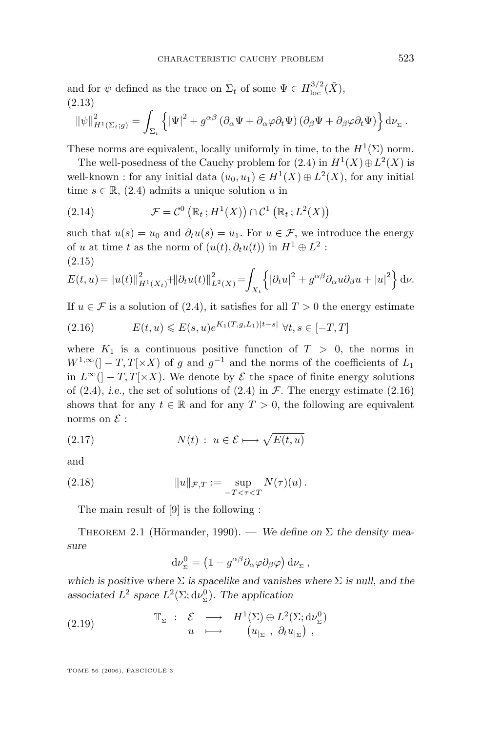and for $\psi$ defined as the trace on $\Sigma_t$ of some $\Psi \in H^{3/2}_{\mathrm{loc}}(\tilde{X})$,

$$\|\psi\|^2_{H^1(\Sigma_t;g)} = \int_{\Sigma_t} \left\{ |\Psi|^2 + g^{\alpha\beta} \left(\partial_\alpha \Psi + \partial_\alpha \varphi \partial_t \Psi\right) \left(\partial_\beta \Psi + \partial_\beta \varphi \partial_t \Psi\right) \right\} \mathrm{d}\nu_{\Sigma} . \tag{2.13}$$

These norms are equivalent, locally uniformly in time, to the $H^1(\Sigma)$ norm.

The well-posedness of the Cauchy problem for (2.4) in $H^1(X) \oplus L^2(X)$ is well-known : for any initial data $(u_0, u_1) \in H^1(X) \oplus L^2(X)$, for any initial time $s \in \mathbb{R}$, (2.4) admits a unique solution $u$ in

$$\mathcal{F} = \mathcal{C}^0 \left(\mathbb{R}_t \,;\, H^1(X)\right) \cap \mathcal{C}^1 \left(\mathbb{R}_t \,;\, L^2(X)\right) \tag{2.14}$$

such that $u(s) = u_0$ and $\partial_t u(s) = u_1$. For $u \in \mathcal{F}$, we introduce the energy of $u$ at time $t$ as the norm of $(u(t), \partial_t u(t))$ in $H^1 \oplus L^2$ :

$$E(t,u) = \|u(t)\|^2_{H^1(X_t)} + \|\partial_t u(t)\|^2_{L^2(X)} = \int_{X_t} \left\{ |\partial_t u|^2 + g^{\alpha\beta} \partial_\alpha u \partial_\beta u + |u|^2 \right\} \mathrm{d}\nu. \tag{2.15}$$

If $u \in \mathcal{F}$ is a solution of (2.4), it satisfies for all $T > 0$ the energy estimate

$$E(t,u) \leqslant E(s,u) e^{K_1(T,g,L_1)|t-s|} \ \forall t,s \in [-T,T] \tag{2.16}$$

where $K_1$ is a continuous positive function of $T > 0$, the norms in $W^{1,\infty}(]-T,T[\times X)$ of $g$ and $g^{-1}$ and the norms of the coefficients of $L_1$ in $L^\infty(]-T,T[\times X)$. We denote by $\mathcal{E}$ the space of finite energy solutions of (2.4), *i.e.*, the set of solutions of (2.4) in $\mathcal{F}$. The energy estimate (2.16) shows that for any $t \in \mathbb{R}$ and for any $T > 0$, the following are equivalent norms on $\mathcal{E}$ :

$$N(t) \,:\, u \in \mathcal{E} \longmapsto \sqrt{E(t,u)} \tag{2.17}$$

and

$$\|u\|_{\mathcal{F},T} := \sup_{-T<\tau<T} N(\tau)(u) \,. \tag{2.18}$$

The main result of [9] is the following :

Theorem 2.1 (Hörmander, 1990). — *We define on $\Sigma$ the density measure*

$$\mathrm{d}\nu^0_{\Sigma} = \left(1 - g^{\alpha\beta} \partial_\alpha \varphi \partial_\beta \varphi\right) \mathrm{d}\nu_{\Sigma} \,,$$

*which is positive where $\Sigma$ is spacelike and vanishes where $\Sigma$ is null, and the associated $L^2$ space $L^2(\Sigma; \mathrm{d}\nu^0_{\Sigma})$. The application*

$$\mathbb{T}_{\Sigma} \ : \ \begin{array}{ccc} \mathcal{E} & \longrightarrow & H^1(\Sigma) \oplus L^2(\Sigma; \mathrm{d}\nu^0_{\Sigma}) \\ u & \longmapsto & \left(u_{|_{\Sigma}} \,,\ \partial_t u_{|_{\Sigma}}\right) \,, \end{array} \tag{2.19}$$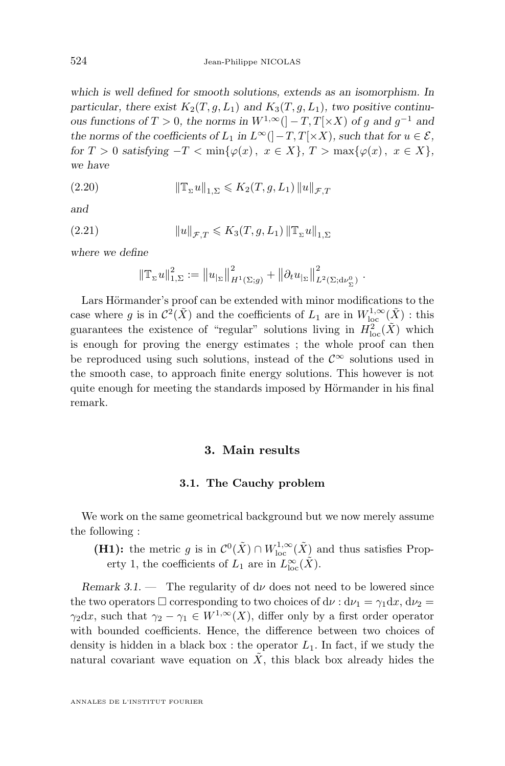*which is well defined for smooth solutions, extends as an isomorphism. In particular, there exist $K_2(T, g, L_1)$ and $K_3(T, g, L_1)$, two positive continuous functions of $T > 0$, the norms in $W^{1,\infty}(]-T, T[\times X)$ of $g$ and $g^{-1}$ and the norms of the coefficients of $L_1$ in $L^\infty(]-T, T[\times X)$, such that for $u \in \mathcal{E}$, for $T > 0$ satisfying $-T < \min\{\varphi(x)\,,\ x \in X\}$, $T > \max\{\varphi(x)\,,\ x \in X\}$, we have*

$$\|\mathbb{T}_\Sigma u\|_{1,\Sigma} \leqslant K_2(T, g, L_1)\, \|u\|_{\mathcal{F},T} \tag{2.20}$$

*and*

$$\|u\|_{\mathcal{F},T} \leqslant K_3(T, g, L_1)\, \|\mathbb{T}_\Sigma u\|_{1,\Sigma} \tag{2.21}$$

*where we define*

$$\|\mathbb{T}_\Sigma u\|_{1,\Sigma}^2 := \left\|u_{|\Sigma}\right\|_{H^1(\Sigma;g)}^2 + \left\|\partial_t u_{|\Sigma}\right\|_{L^2(\Sigma;\mathrm{d}\nu^0_\Sigma)}^2 .$$

Lars Hörmander's proof can be extended with minor modifications to the case where $g$ is in $\mathcal{C}^2(\tilde{X})$ and the coefficients of $L_1$ are in $W^{1,\infty}_{\mathrm{loc}}(\tilde{X})$ : this guarantees the existence of "regular" solutions living in $H^2_{\mathrm{loc}}(\tilde{X})$ which is enough for proving the energy estimates ; the whole proof can then be reproduced using such solutions, instead of the $\mathcal{C}^\infty$ solutions used in the smooth case, to approach finite energy solutions. This however is not quite enough for meeting the standards imposed by Hörmander in his final remark.

## 3. Main results

### 3.1. The Cauchy problem

We work on the same geometrical background but we now merely assume the following :

- **(H1):** the metric $g$ is in $\mathcal{C}^0(\tilde{X}) \cap W^{1,\infty}_{\mathrm{loc}}(\tilde{X})$ and thus satisfies Property 1, the coefficients of $L_1$ are in $L^\infty_{\mathrm{loc}}(\tilde{X})$.

*Remark 3.1.* — The regularity of $\mathrm{d}\nu$ does not need to be lowered since the two operators $\Box$ corresponding to two choices of $\mathrm{d}\nu$ : $\mathrm{d}\nu_1 = \gamma_1 \mathrm{d}x$, $\mathrm{d}\nu_2 = \gamma_2 \mathrm{d}x$, such that $\gamma_2 - \gamma_1 \in W^{1,\infty}(X)$, differ only by a first order operator with bounded coefficients. Hence, the difference between two choices of density is hidden in a black box : the operator $L_1$. In fact, if we study the natural covariant wave equation on $\tilde{X}$, this black box already hides the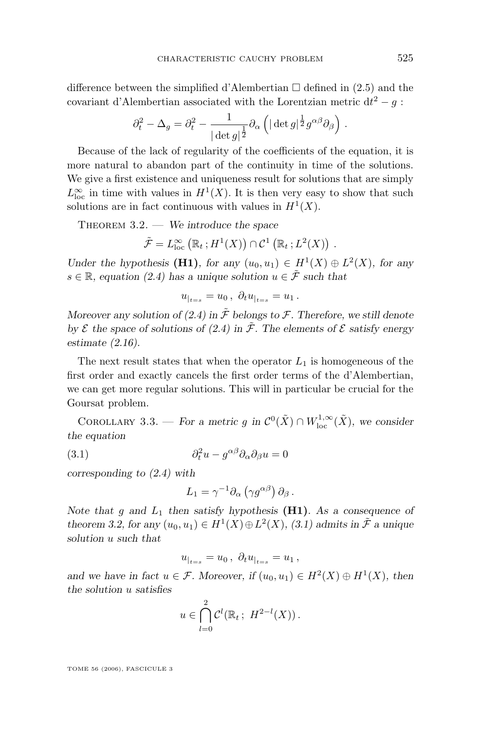difference between the simplified d'Alembertian $\square$ defined in (2.5) and the covariant d'Alembertian associated with the Lorentzian metric $\mathrm{d}t^2 - g$ :

$$\partial_t^2 - \Delta_g = \partial_t^2 - \frac{1}{|\det g|^{\frac{1}{2}}} \partial_\alpha \left( |\det g|^{\frac{1}{2}} g^{\alpha\beta} \partial_\beta \right) .$$

Because of the lack of regularity of the coefficients of the equation, it is more natural to abandon part of the continuity in time of the solutions. We give a first existence and uniqueness result for solutions that are simply $L^\infty_{\mathrm{loc}}$ in time with values in $H^1(X)$. It is then very easy to show that such solutions are in fact continuous with values in $H^1(X)$.

Theorem 3.2. — *We introduce the space*

$$\tilde{\mathcal{F}} = L^\infty_{\mathrm{loc}} \left( \mathbb{R}_t \, ; H^1(X) \right) \cap \mathcal{C}^1 \left( \mathbb{R}_t \, ; L^2(X) \right) .$$

*Under the hypothesis* **(H1)**, *for any* $(u_0, u_1) \in H^1(X) \oplus L^2(X)$, *for any* $s \in \mathbb{R}$, *equation (2.4) has a unique solution* $u \in \tilde{\mathcal{F}}$ *such that*

$$u_{|_{t=s}} = u_0 \, , \; \partial_t u_{|_{t=s}} = u_1 \, .$$

*Moreover any solution of (2.4) in* $\tilde{\mathcal{F}}$ *belongs to* $\mathcal{F}$. *Therefore, we still denote by* $\mathcal{E}$ *the space of solutions of (2.4) in* $\tilde{\mathcal{F}}$. *The elements of* $\mathcal{E}$ *satisfy energy estimate (2.16).*

The next result states that when the operator $L_1$ is homogeneous of the first order and exactly cancels the first order terms of the d'Alembertian, we can get more regular solutions. This will in particular be crucial for the Goursat problem.

Corollary 3.3. — *For a metric* $g$ *in* $\mathcal{C}^0(\tilde{X}) \cap W^{1,\infty}_{\mathrm{loc}}(\tilde{X})$, *we consider the equation*

$$\partial_t^2 u - g^{\alpha\beta} \partial_\alpha \partial_\beta u = 0 \tag{3.1}$$

*corresponding to (2.4) with*

$$L_1 = \gamma^{-1} \partial_\alpha \left( \gamma g^{\alpha\beta} \right) \partial_\beta \, .$$

*Note that* $g$ *and* $L_1$ *then satisfy hypothesis* **(H1)**. *As a consequence of theorem 3.2, for any* $(u_0, u_1) \in H^1(X) \oplus L^2(X)$, *(3.1) admits in* $\tilde{\mathcal{F}}$ *a unique solution* $u$ *such that*

$$u_{|_{t=s}} = u_0 \, , \; \partial_t u_{|_{t=s}} = u_1 \, ,$$

*and we have in fact* $u \in \mathcal{F}$. *Moreover, if* $(u_0, u_1) \in H^2(X) \oplus H^1(X)$, *then the solution* $u$ *satisfies*

$$u \in \bigcap_{l=0}^{2} \mathcal{C}^l(\mathbb{R}_t \, ; \; H^{2-l}(X)) \, .$$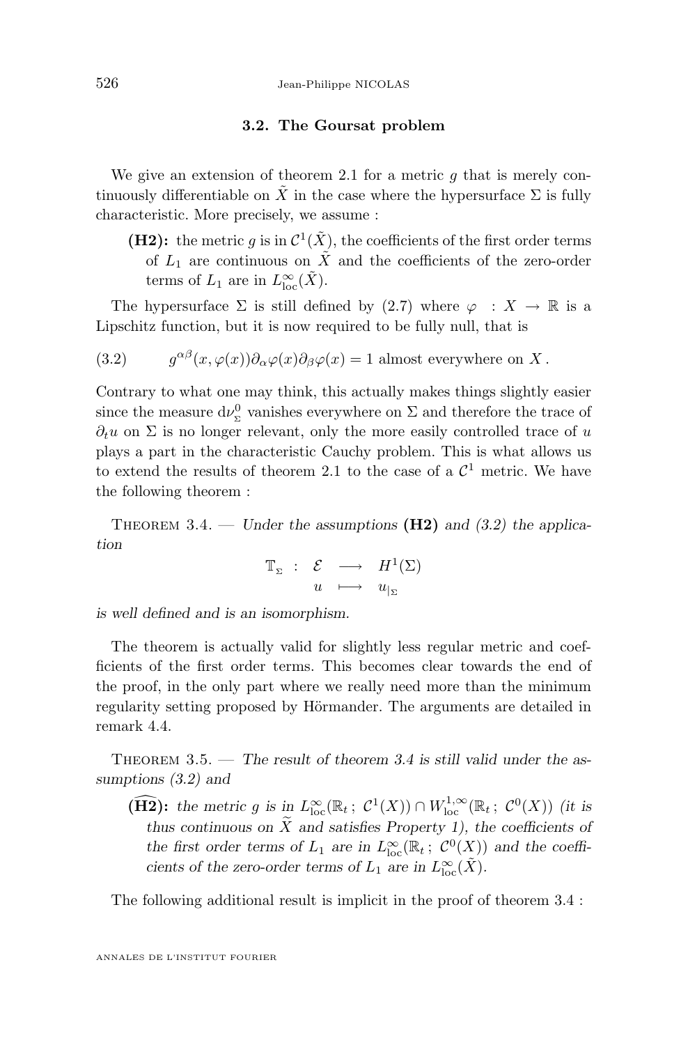### 3.2. The Goursat problem

We give an extension of theorem 2.1 for a metric $g$ that is merely continuously differentiable on $\tilde{X}$ in the case where the hypersurface $\Sigma$ is fully characteristic. More precisely, we assume :

- **(H2):** the metric $g$ is in $\mathcal{C}^1(\tilde{X})$, the coefficients of the first order terms of $L_1$ are continuous on $\tilde{X}$ and the coefficients of the zero-order terms of $L_1$ are in $L^\infty_{\mathrm{loc}}(\tilde{X})$.

The hypersurface $\Sigma$ is still defined by (2.7) where $\varphi : X \to \mathbb{R}$ is a Lipschitz function, but it is now required to be fully null, that is

$$g^{\alpha\beta}(x,\varphi(x))\partial_\alpha\varphi(x)\partial_\beta\varphi(x) = 1 \text{ almost everywhere on } X\,. \tag{3.2}$$

Contrary to what one may think, this actually makes things slightly easier since the measure $\mathrm{d}\nu^0_{\Sigma}$ vanishes everywhere on $\Sigma$ and therefore the trace of $\partial_t u$ on $\Sigma$ is no longer relevant, only the more easily controlled trace of $u$ plays a part in the characteristic Cauchy problem. This is what allows us to extend the results of theorem 2.1 to the case of a $\mathcal{C}^1$ metric. We have the following theorem :

Theorem 3.4. — *Under the assumptions* **(H2)** *and (3.2) the application*

$$\begin{array}{rccc} \mathbb{T}_{\Sigma} : & \mathcal{E} & \longrightarrow & H^1(\Sigma) \\ & u & \longmapsto & u_{|\Sigma} \end{array}$$

*is well defined and is an isomorphism.*

The theorem is actually valid for slightly less regular metric and coefficients of the first order terms. This becomes clear towards the end of the proof, in the only part where we really need more than the minimum regularity setting proposed by Hörmander. The arguments are detailed in remark 4.4.

Theorem 3.5. — *The result of theorem 3.4 is still valid under the assumptions (3.2) and*

- $(\widehat{\mathbf{H2}})$**:** *the metric $g$ is in $L^\infty_{\mathrm{loc}}(\mathbb{R}_t\,;\,\mathcal{C}^1(X)) \cap W^{1,\infty}_{\mathrm{loc}}(\mathbb{R}_t\,;\,\mathcal{C}^0(X))$ (it is thus continuous on $\widetilde{X}$ and satisfies Property 1), the coefficients of the first order terms of $L_1$ are in $L^\infty_{\mathrm{loc}}(\mathbb{R}_t\,;\,\mathcal{C}^0(X))$ and the coefficients of the zero-order terms of $L_1$ are in $L^\infty_{\mathrm{loc}}(\tilde{X})$.*

The following additional result is implicit in the proof of theorem 3.4 :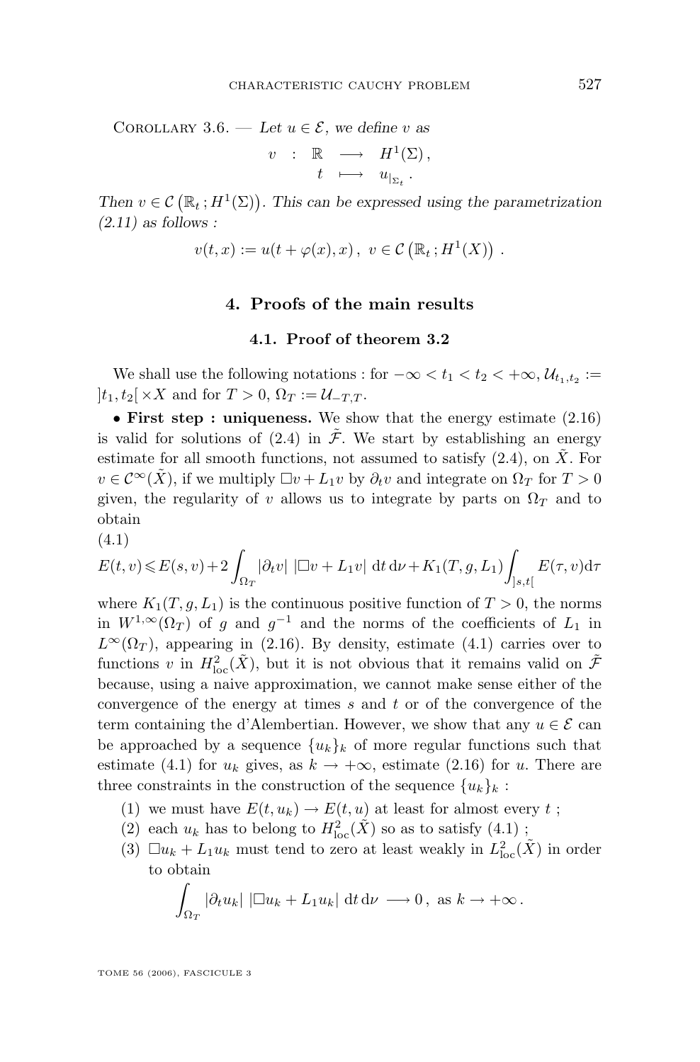Corollary 3.6. — *Let $u \in \mathcal{E}$, we define $v$ as*

$$v \;:\; \mathbb{R} \longrightarrow H^1(\Sigma)\,,$$
$$t \longmapsto u_{|_{\Sigma_t}}\,.$$

*Then $v \in \mathcal{C}\left(\mathbb{R}_t\,;H^1(\Sigma)\right)$. This can be expressed using the parametrization (2.11) as follows :*

$$v(t,x) := u(t+\varphi(x),x)\,,\ v \in \mathcal{C}\left(\mathbb{R}_t\,;H^1(X)\right)\,.$$

## 4. Proofs of the main results

### 4.1. Proof of theorem 3.2

We shall use the following notations : for $-\infty < t_1 < t_2 < +\infty, \mathcal{U}_{t_1,t_2} := ]t_1, t_2[\times X$ and for $T > 0$, $\Omega_T := \mathcal{U}_{-T,T}$.

• **First step : uniqueness.** We show that the energy estimate (2.16) is valid for solutions of (2.4) in $\tilde{\mathcal{F}}$. We start by establishing an energy estimate for all smooth functions, not assumed to satisfy (2.4), on $\tilde{X}$. For $v \in \mathcal{C}^\infty(\tilde{X})$, if we multiply $\Box v + L_1 v$ by $\partial_t v$ and integrate on $\Omega_T$ for $T > 0$ given, the regularity of $v$ allows us to integrate by parts on $\Omega_T$ and to obtain

(4.1)
$$E(t,v) \leqslant E(s,v) + 2\int_{\Omega_T} |\partial_t v|\ |\Box v + L_1 v|\ \mathrm{d}t\,\mathrm{d}\nu + K_1(T,g,L_1)\int_{]s,t[} E(\tau,v)\mathrm{d}\tau$$

where $K_1(T,g,L_1)$ is the continuous positive function of $T > 0$, the norms in $W^{1,\infty}(\Omega_T)$ of $g$ and $g^{-1}$ and the norms of the coefficients of $L_1$ in $L^\infty(\Omega_T)$, appearing in (2.16). By density, estimate (4.1) carries over to functions $v$ in $H^2_{\mathrm{loc}}(\tilde{X})$, but it is not obvious that it remains valid on $\tilde{\mathcal{F}}$ because, using a naive approximation, we cannot make sense either of the convergence of the energy at times $s$ and $t$ or of the convergence of the term containing the d'Alembertian. However, we show that any $u \in \mathcal{E}$ can be approached by a sequence $\{u_k\}_k$ of more regular functions such that estimate (4.1) for $u_k$ gives, as $k \to +\infty$, estimate (2.16) for $u$. There are three constraints in the construction of the sequence $\{u_k\}_k$ :

1. we must have $E(t,u_k) \to E(t,u)$ at least for almost every $t$ ;
2. each $u_k$ has to belong to $H^2_{\mathrm{loc}}(\tilde{X})$ so as to satisfy (4.1) ;
3. $\Box u_k + L_1 u_k$ must tend to zero at least weakly in $L^2_{\mathrm{loc}}(\tilde{X})$ in order to obtain

$$\int_{\Omega_T} |\partial_t u_k|\ |\Box u_k + L_1 u_k|\ \mathrm{d}t\,\mathrm{d}\nu \longrightarrow 0\,,\ \text{as } k \to +\infty\,.$$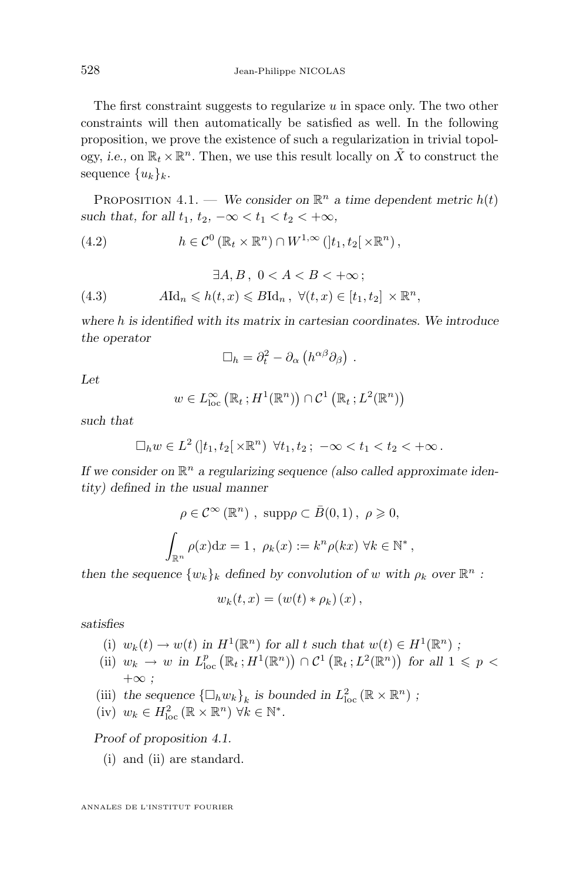The first constraint suggests to regularize $u$ in space only. The two other constraints will then automatically be satisfied as well. In the following proposition, we prove the existence of such a regularization in trivial topology, *i.e.*, on $\mathbb{R}_t \times \mathbb{R}^n$. Then, we use this result locally on $\tilde{X}$ to construct the sequence $\{u_k\}_k$.

Proposition 4.1. — *We consider on $\mathbb{R}^n$ a time dependent metric $h(t)$ such that, for all $t_1$, $t_2$, $-\infty < t_1 < t_2 < +\infty$,*

$$h \in \mathcal{C}^0 (\mathbb{R}_t \times \mathbb{R}^n) \cap W^{1,\infty} (]t_1, t_2[ \times \mathbb{R}^n) , \tag{4.2}$$

$$\exists A, B \,,\; 0 < A < B < +\infty \,;$$

$$A \mathrm{Id}_n \leqslant h(t,x) \leqslant B \mathrm{Id}_n \,,\; \forall (t,x) \in [t_1, t_2] \times \mathbb{R}^n, \tag{4.3}$$

*where $h$ is identified with its matrix in cartesian coordinates. We introduce the operator*

$$\square_h = \partial_t^2 - \partial_\alpha \left( h^{\alpha\beta} \partial_\beta \right) \,.$$

*Let*

$$w \in L^\infty_{\mathrm{loc}} \left( \mathbb{R}_t \,; H^1(\mathbb{R}^n) \right) \cap \mathcal{C}^1 \left( \mathbb{R}_t \,; L^2(\mathbb{R}^n) \right)$$

*such that*

$$\square_h w \in L^2 \left( ]t_1, t_2[ \times \mathbb{R}^n \right) \;\forall t_1, t_2 \,;\; -\infty < t_1 < t_2 < +\infty \,.$$

*If we consider on $\mathbb{R}^n$ a regularizing sequence (also called approximate identity) defined in the usual manner*

$$\rho \in \mathcal{C}^\infty (\mathbb{R}^n) \,,\; \mathrm{supp}\rho \subset \bar{B}(0,1) \,,\; \rho \geqslant 0,$$

$$\int_{\mathbb{R}^n} \rho(x) \mathrm{d}x = 1 \,,\; \rho_k(x) := k^n \rho(kx) \;\forall k \in \mathbb{N}^* \,,$$

*then the sequence $\{w_k\}_k$ defined by convolution of $w$ with $\rho_k$ over $\mathbb{R}^n$ :*

$$w_k(t,x) = \left( w(t) * \rho_k \right)(x) \,,$$

*satisfies*

(i) *$w_k(t) \to w(t)$ in $H^1(\mathbb{R}^n)$ for all $t$ such that $w(t) \in H^1(\mathbb{R}^n)$ ;*

(ii) *$w_k \to w$ in $L^p_{\mathrm{loc}} \left( \mathbb{R}_t \,; H^1(\mathbb{R}^n) \right) \cap \mathcal{C}^1 \left( \mathbb{R}_t \,; L^2(\mathbb{R}^n) \right)$ for all $1 \leqslant p < +\infty$ ;*

(iii) *the sequence $\{\square_h w_k\}_k$ is bounded in $L^2_{\mathrm{loc}} \left( \mathbb{R} \times \mathbb{R}^n \right)$ ;*

(iv) *$w_k \in H^2_{\mathrm{loc}} \left( \mathbb{R} \times \mathbb{R}^n \right) \forall k \in \mathbb{N}^*$.*

*Proof of proposition 4.1.*

(i) and (ii) are standard.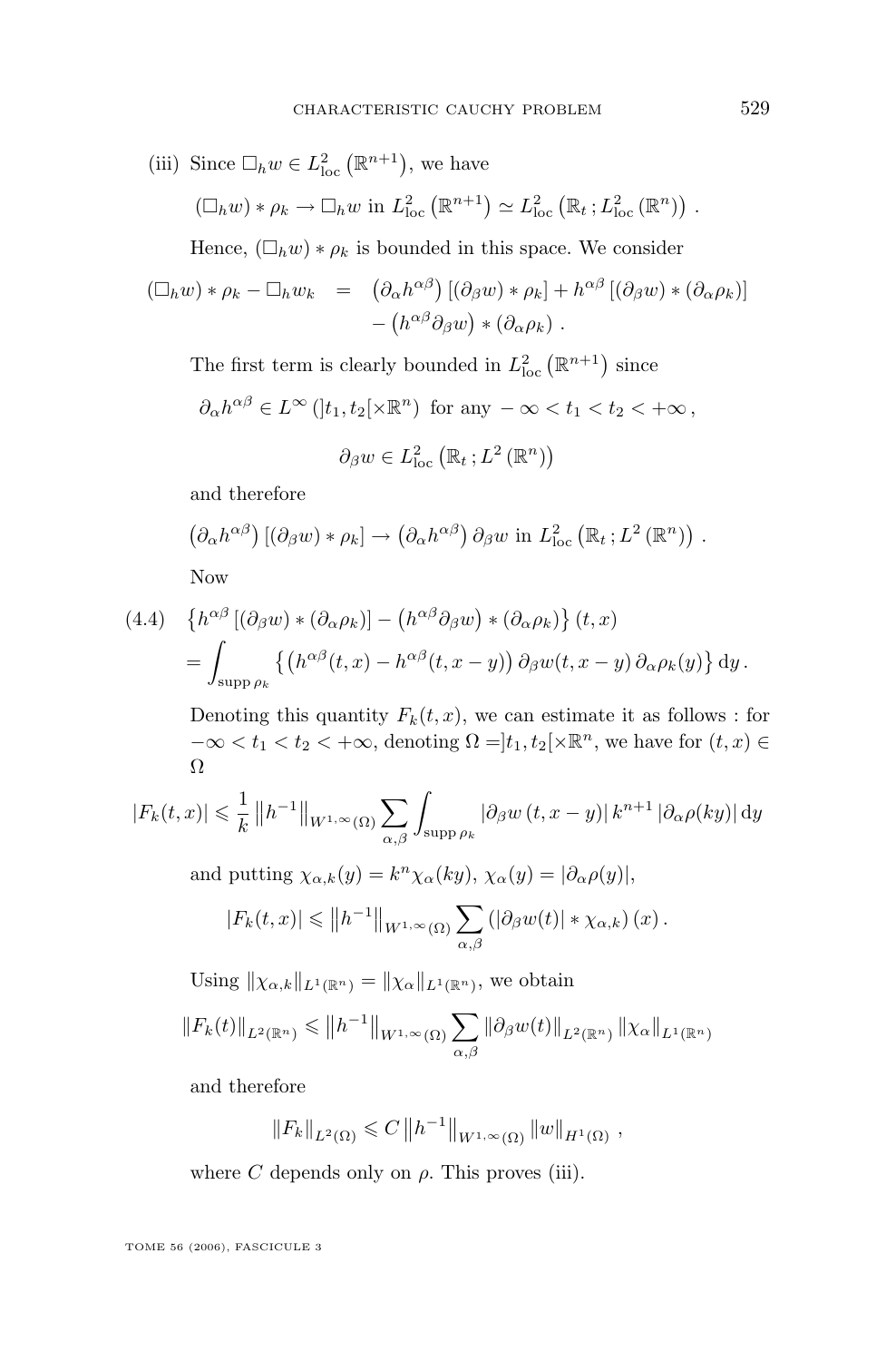(iii) Since $\Box_h w \in L^2_{\mathrm{loc}}\left(\mathbb{R}^{n+1}\right)$, we have

$$(\Box_h w) * \rho_k \to \Box_h w \text{ in } L^2_{\mathrm{loc}}\left(\mathbb{R}^{n+1}\right) \simeq L^2_{\mathrm{loc}}\left(\mathbb{R}_t\,; L^2_{\mathrm{loc}}\left(\mathbb{R}^n\right)\right).$$

Hence, $(\Box_h w) * \rho_k$ is bounded in this space. We consider

$$\begin{aligned}(\Box_h w) * \rho_k - \Box_h w_k \;&=\; \left(\partial_\alpha h^{\alpha\beta}\right)\left[(\partial_\beta w) * \rho_k\right] + h^{\alpha\beta}\left[(\partial_\beta w) * (\partial_\alpha \rho_k)\right] \\ &\quad - \left(h^{\alpha\beta}\partial_\beta w\right) * (\partial_\alpha \rho_k)\,.\end{aligned}$$

The first term is clearly bounded in $L^2_{\mathrm{loc}}\left(\mathbb{R}^{n+1}\right)$ since

$$\partial_\alpha h^{\alpha\beta} \in L^\infty\left(]t_1, t_2[\times\mathbb{R}^n\right) \text{ for any } -\infty < t_1 < t_2 < +\infty\,,$$

$$\partial_\beta w \in L^2_{\mathrm{loc}}\left(\mathbb{R}_t\,; L^2\left(\mathbb{R}^n\right)\right)$$

and therefore

$$\left(\partial_\alpha h^{\alpha\beta}\right)\left[(\partial_\beta w) * \rho_k\right] \to \left(\partial_\alpha h^{\alpha\beta}\right)\partial_\beta w \text{ in } L^2_{\mathrm{loc}}\left(\mathbb{R}_t\,; L^2\left(\mathbb{R}^n\right)\right).$$

Now

$$\begin{aligned}(4.4)\quad &\left\{h^{\alpha\beta}\left[(\partial_\beta w) * (\partial_\alpha \rho_k)\right] - \left(h^{\alpha\beta}\partial_\beta w\right) * (\partial_\alpha \rho_k)\right\}(t,x) \\ &= \int_{\operatorname{supp}\rho_k}\left\{\left(h^{\alpha\beta}(t,x) - h^{\alpha\beta}(t,x-y)\right)\partial_\beta w(t,x-y)\,\partial_\alpha \rho_k(y)\right\}\mathrm{d}y\,.\end{aligned}$$

Denoting this quantity $F_k(t,x)$, we can estimate it as follows : for $-\infty < t_1 < t_2 < +\infty$, denoting $\Omega = ]t_1, t_2[\times\mathbb{R}^n$, we have for $(t,x) \in \Omega$

$$|F_k(t,x)| \leqslant \frac{1}{k}\left\|h^{-1}\right\|_{W^{1,\infty}(\Omega)}\sum_{\alpha,\beta}\int_{\operatorname{supp}\rho_k}\left|\partial_\beta w\,(t,x-y)\right| k^{n+1}\left|\partial_\alpha \rho(ky)\right|\mathrm{d}y$$

and putting $\chi_{\alpha,k}(y) = k^n\chi_\alpha(ky)$, $\chi_\alpha(y) = |\partial_\alpha\rho(y)|$,

$$|F_k(t,x)| \leqslant \left\|h^{-1}\right\|_{W^{1,\infty}(\Omega)}\sum_{\alpha,\beta}\left(|\partial_\beta w(t)| * \chi_{\alpha,k}\right)(x)\,.$$

Using $\|\chi_{\alpha,k}\|_{L^1(\mathbb{R}^n)} = \|\chi_\alpha\|_{L^1(\mathbb{R}^n)}$, we obtain

$$\|F_k(t)\|_{L^2(\mathbb{R}^n)} \leqslant \left\|h^{-1}\right\|_{W^{1,\infty}(\Omega)}\sum_{\alpha,\beta}\|\partial_\beta w(t)\|_{L^2(\mathbb{R}^n)}\|\chi_\alpha\|_{L^1(\mathbb{R}^n)}$$

and therefore

$$\|F_k\|_{L^2(\Omega)} \leqslant C\left\|h^{-1}\right\|_{W^{1,\infty}(\Omega)}\|w\|_{H^1(\Omega)}\,,$$

where $C$ depends only on $\rho$. This proves (iii).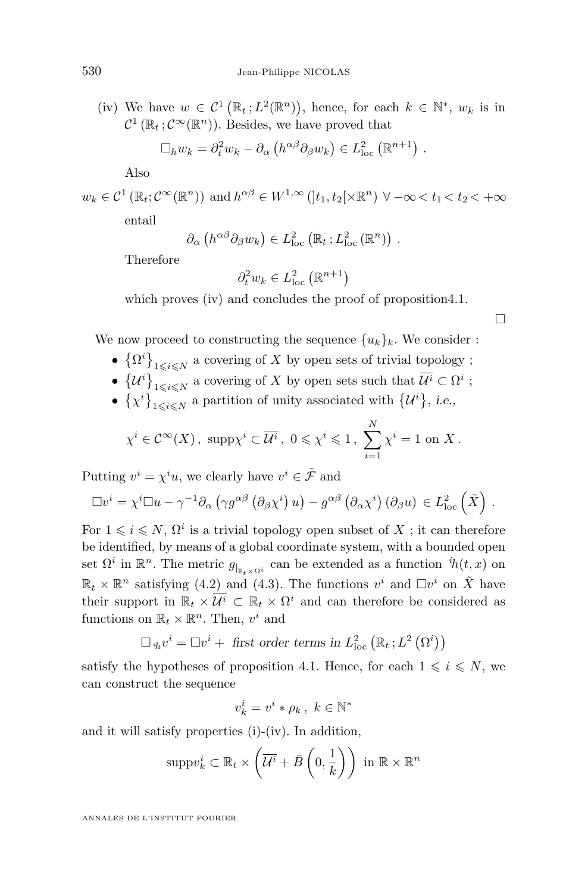(iv) We have $w \in \mathcal{C}^1\left(\mathbb{R}_t\,; L^2(\mathbb{R}^n)\right)$, hence, for each $k \in \mathbb{N}^*$, $w_k$ is in $\mathcal{C}^1\left(\mathbb{R}_t\,; \mathcal{C}^\infty(\mathbb{R}^n)\right)$. Besides, we have proved that

$$\Box_h w_k = \partial_t^2 w_k - \partial_\alpha\left(h^{\alpha\beta}\partial_\beta w_k\right) \in L^2_{\mathrm{loc}}\left(\mathbb{R}^{n+1}\right)\,.$$

Also

$$w_k \in \mathcal{C}^1\left(\mathbb{R}_t; \mathcal{C}^\infty(\mathbb{R}^n)\right) \text{ and } h^{\alpha\beta} \in W^{1,\infty}\left(]t_1, t_2[\times\mathbb{R}^n\right)\ \forall -\infty < t_1 < t_2 < +\infty$$

entail

$$\partial_\alpha\left(h^{\alpha\beta}\partial_\beta w_k\right) \in L^2_{\mathrm{loc}}\left(\mathbb{R}_t\,; L^2_{\mathrm{loc}}\left(\mathbb{R}^n\right)\right)\,.$$

Therefore

$$\partial_t^2 w_k \in L^2_{\mathrm{loc}}\left(\mathbb{R}^{n+1}\right)$$

which proves (iv) and concludes the proof of proposition4.1.

□

We now proceed to constructing the sequence $\{u_k\}_k$. We consider :

- $\left\{\Omega^i\right\}_{1\leqslant i\leqslant N}$ a covering of $X$ by open sets of trivial topology ;
- $\left\{\mathcal{U}^i\right\}_{1\leqslant i\leqslant N}$ a covering of $X$ by open sets such that $\overline{\mathcal{U}^i} \subset \Omega^i$ ;
- $\left\{\chi^i\right\}_{1\leqslant i\leqslant N}$ a partition of unity associated with $\left\{\mathcal{U}^i\right\}$, *i.e.,*

$$\chi^i \in \mathcal{C}^\infty(X)\,,\ \mathrm{supp}\chi^i \subset \overline{\mathcal{U}^i}\,,\ 0 \leqslant \chi^i \leqslant 1\,,\ \sum_{i=1}^N \chi^i = 1 \text{ on } X\,.$$

Putting $v^i = \chi^i u$, we clearly have $v^i \in \tilde{\mathcal{F}}$ and

$$\Box v^i = \chi^i \Box u - \gamma^{-1}\partial_\alpha\left(\gamma g^{\alpha\beta}\left(\partial_\beta\chi^i\right)u\right) - g^{\alpha\beta}\left(\partial_\alpha\chi^i\right)\left(\partial_\beta u\right) \in L^2_{\mathrm{loc}}\left(\tilde{X}\right)\,.$$

For $1 \leqslant i \leqslant N$, $\Omega^i$ is a trivial topology open subset of $X$ ; it can therefore be identified, by means of a global coordinate system, with a bounded open set $\Omega^i$ in $\mathbb{R}^n$. The metric $g_{|_{\mathbb{R}_t\times\Omega^i}}$ can be extended as a function ${}^i\!h(t,x)$ on $\mathbb{R}_t \times \mathbb{R}^n$ satisfying (4.2) and (4.3). The functions $v^i$ and $\Box v^i$ on $\tilde{X}$ have their support in $\mathbb{R}_t \times \overline{\mathcal{U}^i} \subset \mathbb{R}_t \times \Omega^i$ and can therefore be considered as functions on $\mathbb{R}_t \times \mathbb{R}^n$. Then, $v^i$ and

$$\Box_{{}^i\!h} v^i = \Box v^i + \textit{ first order terms in } L^2_{\mathrm{loc}}\left(\mathbb{R}_t\,; L^2\left(\Omega^i\right)\right)$$

satisfy the hypotheses of proposition 4.1. Hence, for each $1 \leqslant i \leqslant N$, we can construct the sequence

$$v^i_k = v^i * \rho_k\,,\ k \in \mathbb{N}^*$$

and it will satisfy properties (i)-(iv). In addition,

$$\mathrm{supp}v^i_k \subset \mathbb{R}_t \times \left(\overline{\mathcal{U}^i} + \bar{B}\left(0, \frac{1}{k}\right)\right) \text{ in } \mathbb{R}\times\mathbb{R}^n$$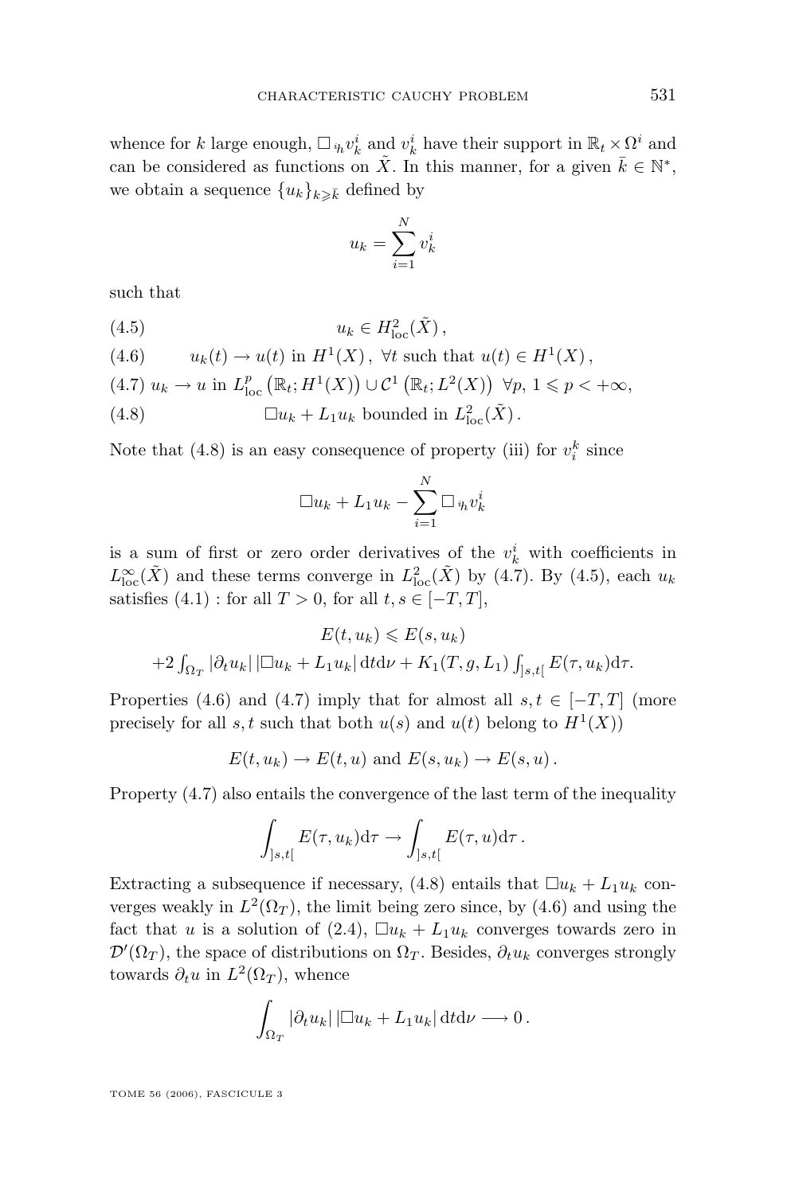whence for $k$ large enough, $\Box_{{}^i h} v_k^i$ and $v_k^i$ have their support in $\mathbb{R}_t \times \Omega^i$ and can be considered as functions on $\tilde{X}$. In this manner, for a given $\bar{k} \in \mathbb{N}^*$, we obtain a sequence $\{u_k\}_{k \geqslant \bar{k}}$ defined by

$$u_k = \sum_{i=1}^{N} v_k^i$$

such that

$$u_k \in H^2_{\mathrm{loc}}(\tilde{X})\,, \tag{4.5}$$

$$u_k(t) \to u(t) \text{ in } H^1(X)\,,\ \forall t \text{ such that } u(t) \in H^1(X)\,, \tag{4.6}$$

$$u_k \to u \text{ in } L^p_{\mathrm{loc}}\left(\mathbb{R}_t; H^1(X)\right) \cup \mathcal{C}^1\left(\mathbb{R}_t; L^2(X)\right)\ \forall p,\ 1 \leqslant p < +\infty, \tag{4.7}$$

$$\Box u_k + L_1 u_k \text{ bounded in } L^2_{\mathrm{loc}}(\tilde{X})\,. \tag{4.8}$$

Note that (4.8) is an easy consequence of property (iii) for $v_i^k$ since

$$\Box u_k + L_1 u_k - \sum_{i=1}^{N} \Box_{{}^i h} v_k^i$$

is a sum of first or zero order derivatives of the $v_k^i$ with coefficients in $L^\infty_{\mathrm{loc}}(\tilde{X})$ and these terms converge in $L^2_{\mathrm{loc}}(\tilde{X})$ by (4.7). By (4.5), each $u_k$ satisfies (4.1) : for all $T > 0$, for all $t, s \in [-T, T]$,

$$E(t, u_k) \leqslant E(s, u_k)$$
$$+2 \int_{\Omega_T} |\partial_t u_k|\, |\Box u_k + L_1 u_k| \,\mathrm{d}t\mathrm{d}\nu + K_1(T, g, L_1) \int_{]s,t[} E(\tau, u_k)\mathrm{d}\tau.$$

Properties (4.6) and (4.7) imply that for almost all $s, t \in [-T, T]$ (more precisely for all $s, t$ such that both $u(s)$ and $u(t)$ belong to $H^1(X)$)

$$E(t, u_k) \to E(t, u) \text{ and } E(s, u_k) \to E(s, u)\,.$$

Property (4.7) also entails the convergence of the last term of the inequality

$$\int_{]s,t[} E(\tau, u_k)\mathrm{d}\tau \to \int_{]s,t[} E(\tau, u)\mathrm{d}\tau\,.$$

Extracting a subsequence if necessary, (4.8) entails that $\Box u_k + L_1 u_k$ converges weakly in $L^2(\Omega_T)$, the limit being zero since, by (4.6) and using the fact that $u$ is a solution of (2.4), $\Box u_k + L_1 u_k$ converges towards zero in $\mathcal{D}'(\Omega_T)$, the space of distributions on $\Omega_T$. Besides, $\partial_t u_k$ converges strongly towards $\partial_t u$ in $L^2(\Omega_T)$, whence

$$\int_{\Omega_T} |\partial_t u_k|\, |\Box u_k + L_1 u_k| \,\mathrm{d}t\mathrm{d}\nu \longrightarrow 0\,.$$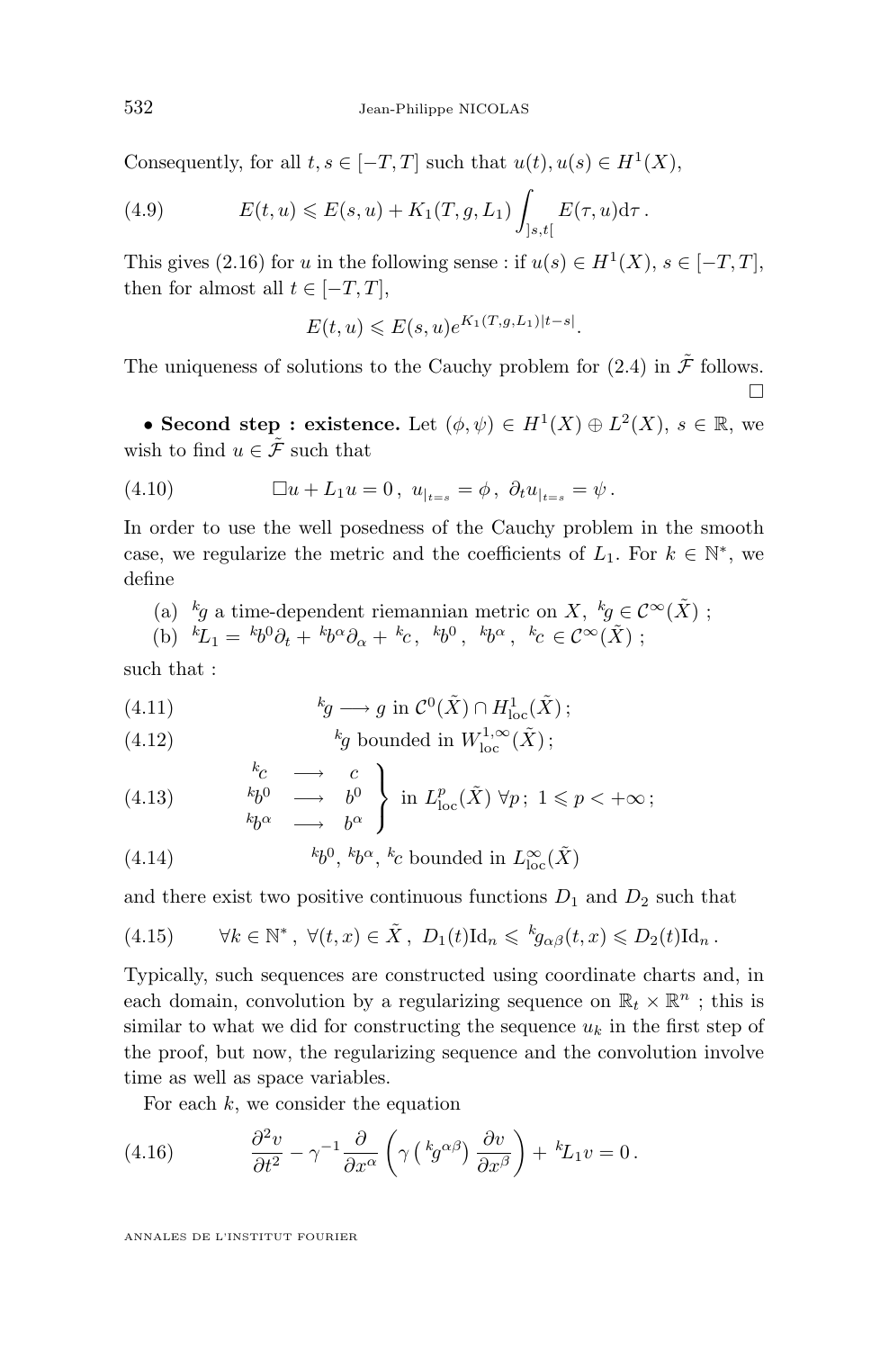Consequently, for all $t,s \in [-T,T]$ such that $u(t), u(s) \in H^1(X)$,

$$E(t,u) \leqslant E(s,u) + K_1(T,g,L_1) \int_{]s,t[} E(\tau,u)\mathrm{d}\tau \,. \tag{4.9}$$

This gives (2.16) for $u$ in the following sense : if $u(s) \in H^1(X)$, $s \in [-T,T]$, then for almost all $t \in [-T,T]$,

$$E(t,u) \leqslant E(s,u) e^{K_1(T,g,L_1)|t-s|}.$$

The uniqueness of solutions to the Cauchy problem for (2.4) in $\tilde{\mathcal{F}}$ follows. □

• **Second step : existence.** Let $(\phi,\psi) \in H^1(X) \oplus L^2(X)$, $s \in \mathbb{R}$, we wish to find $u \in \tilde{\mathcal{F}}$ such that

$$\Box u + L_1 u = 0 \,,\; u_{|_{t=s}} = \phi \,,\; \partial_t u_{|_{t=s}} = \psi \,. \tag{4.10}$$

In order to use the well posedness of the Cauchy problem in the smooth case, we regularize the metric and the coefficients of $L_1$. For $k \in \mathbb{N}^*$, we define

(a) ${}^k g$ a time-dependent riemannian metric on $X$, ${}^k g \in \mathcal{C}^\infty(\tilde{X})$ ;
(b) ${}^k L_1 = {}^k b^0 \partial_t + {}^k b^\alpha \partial_\alpha + {}^k c$, ${}^k b^0$, ${}^k b^\alpha$, ${}^k c \in \mathcal{C}^\infty(\tilde{X})$ ;

such that :

$${}^k g \longrightarrow g \text{ in } \mathcal{C}^0(\tilde{X}) \cap H^1_{\mathrm{loc}}(\tilde{X})\,; \tag{4.11}$$

$${}^k g \text{ bounded in } W^{1,\infty}_{\mathrm{loc}}(\tilde{X})\,; \tag{4.12}$$

$$\left. \begin{array}{ccc} {}^k c & \longrightarrow & c \\ {}^k b^0 & \longrightarrow & b^0 \\ {}^k b^\alpha & \longrightarrow & b^\alpha \end{array} \right\} \text{ in } L^p_{\mathrm{loc}}(\tilde{X}) \; \forall p\,;\; 1 \leqslant p < +\infty\,; \tag{4.13}$$

$${}^k b^0,\, {}^k b^\alpha,\, {}^k c \text{ bounded in } L^\infty_{\mathrm{loc}}(\tilde{X}) \tag{4.14}$$

and there exist two positive continuous functions $D_1$ and $D_2$ such that

$$\forall k \in \mathbb{N}^*\,,\; \forall (t,x) \in \tilde{X}\,,\; D_1(t)\mathrm{Id}_n \leqslant {}^k g_{\alpha\beta}(t,x) \leqslant D_2(t)\mathrm{Id}_n\,. \tag{4.15}$$

Typically, such sequences are constructed using coordinate charts and, in each domain, convolution by a regularizing sequence on $\mathbb{R}_t \times \mathbb{R}^n$ ; this is similar to what we did for constructing the sequence $u_k$ in the first step of the proof, but now, the regularizing sequence and the convolution involve time as well as space variables.

For each $k$, we consider the equation

$$\frac{\partial^2 v}{\partial t^2} - \gamma^{-1} \frac{\partial}{\partial x^\alpha} \left( \gamma \left( {}^k g^{\alpha\beta} \right) \frac{\partial v}{\partial x^\beta} \right) + {}^k L_1 v = 0\,. \tag{4.16}$$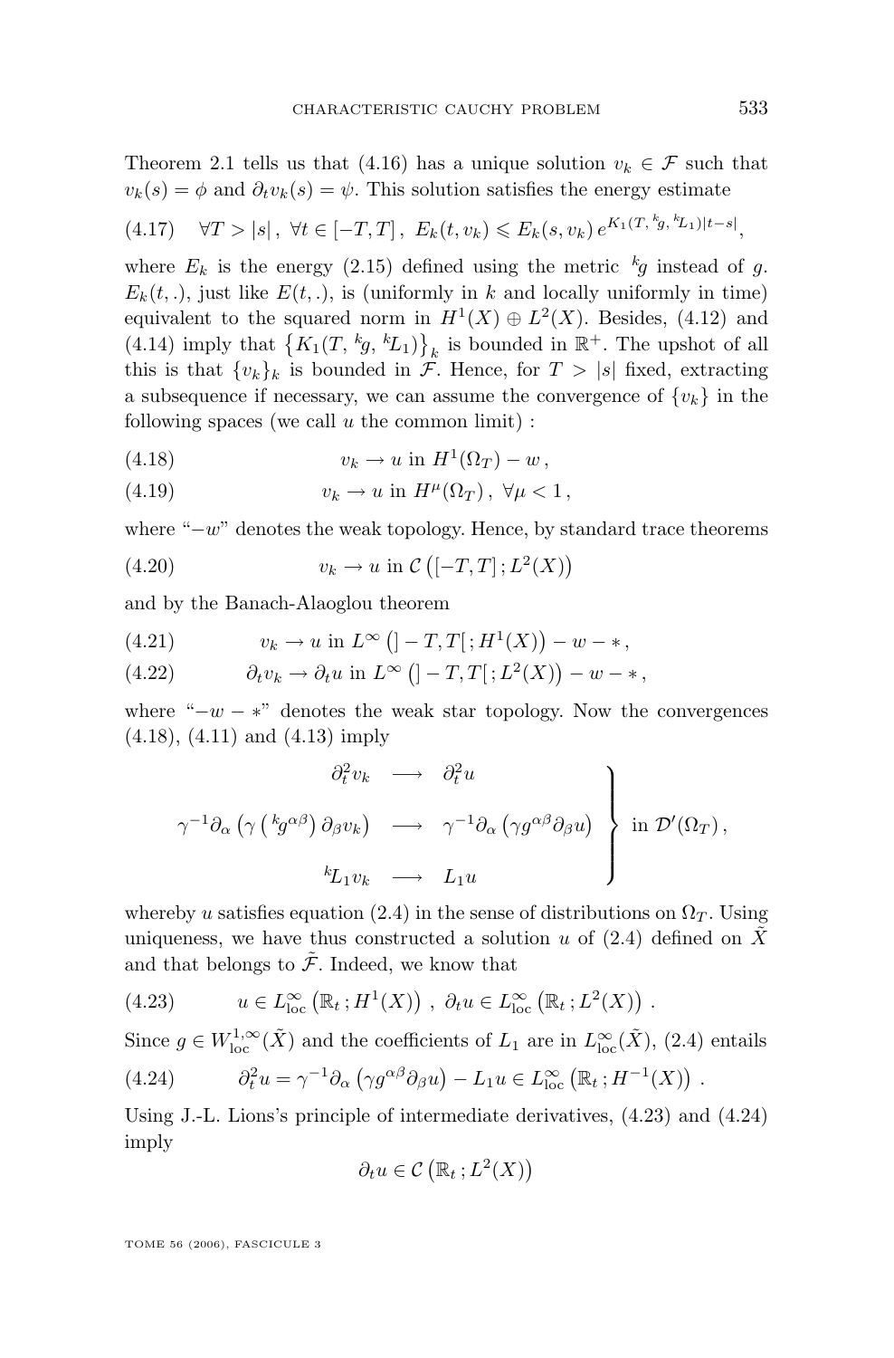Theorem 2.1 tells us that (4.16) has a unique solution $v_k \in \mathcal{F}$ such that $v_k(s) = \phi$ and $\partial_t v_k(s) = \psi$. This solution satisfies the energy estimate

$$\forall T > |s|\,,\ \forall t \in [-T,T]\,,\ E_k(t, v_k) \leqslant E_k(s, v_k)\, e^{K_1(T,\, {}^k\!g,\, {}^k\!L_1)|t-s|}, \tag{4.17}$$

where $E_k$ is the energy (2.15) defined using the metric ${}^k\!g$ instead of $g$. $E_k(t,.)$, just like $E(t,.)$, is (uniformly in $k$ and locally uniformly in time) equivalent to the squared norm in $H^1(X) \oplus L^2(X)$. Besides, (4.12) and (4.14) imply that $\left\{K_1(T, {}^k\!g, {}^k\!L_1)\right\}_k$ is bounded in $\mathbb{R}^+$. The upshot of all this is that $\{v_k\}_k$ is bounded in $\mathcal{F}$. Hence, for $T > |s|$ fixed, extracting a subsequence if necessary, we can assume the convergence of $\{v_k\}$ in the following spaces (we call $u$ the common limit) :

$$v_k \to u \text{ in } H^1(\Omega_T) - w\,, \tag{4.18}$$

$$v_k \to u \text{ in } H^\mu(\Omega_T)\,,\ \forall \mu < 1\,, \tag{4.19}$$

where "$-w$" denotes the weak topology. Hence, by standard trace theorems

$$v_k \to u \text{ in } \mathcal{C}\left([-T,T]\,; L^2(X)\right) \tag{4.20}$$

and by the Banach-Alaoglou theorem

$$v_k \to u \text{ in } L^\infty\left(]-T,T[\,; H^1(X)\right) - w - *\,, \tag{4.21}$$

$$\partial_t v_k \to \partial_t u \text{ in } L^\infty\left(]-T,T[\,; L^2(X)\right) - w - *\,, \tag{4.22}$$

where "$-w-*$" denotes the weak star topology. Now the convergences (4.18), (4.11) and (4.13) imply

$$\left.\begin{array}{rcl} \partial_t^2 v_k & \longrightarrow & \partial_t^2 u \\ \gamma^{-1}\partial_\alpha\left(\gamma\left({}^k\!g^{\alpha\beta}\right)\partial_\beta v_k\right) & \longrightarrow & \gamma^{-1}\partial_\alpha\left(\gamma g^{\alpha\beta}\partial_\beta u\right) \\ {}^k\!L_1 v_k & \longrightarrow & L_1 u \end{array}\right\} \text{ in } \mathcal{D}'(\Omega_T)\,,$$

whereby $u$ satisfies equation (2.4) in the sense of distributions on $\Omega_T$. Using uniqueness, we have thus constructed a solution $u$ of (2.4) defined on $\tilde{X}$ and that belongs to $\tilde{\mathcal{F}}$. Indeed, we know that

$$u \in L^\infty_{\mathrm{loc}}\left(\mathbb{R}_t\,; H^1(X)\right)\,,\ \partial_t u \in L^\infty_{\mathrm{loc}}\left(\mathbb{R}_t\,; L^2(X)\right)\,. \tag{4.23}$$

Since $g \in W^{1,\infty}_{\mathrm{loc}}(\tilde{X})$ and the coefficients of $L_1$ are in $L^\infty_{\mathrm{loc}}(\tilde{X})$, (2.4) entails

$$\partial_t^2 u = \gamma^{-1}\partial_\alpha\left(\gamma g^{\alpha\beta}\partial_\beta u\right) - L_1 u \in L^\infty_{\mathrm{loc}}\left(\mathbb{R}_t\,; H^{-1}(X)\right)\,. \tag{4.24}$$

Using J.-L. Lions's principle of intermediate derivatives, (4.23) and (4.24) imply

$$\partial_t u \in \mathcal{C}\left(\mathbb{R}_t\,; L^2(X)\right)$$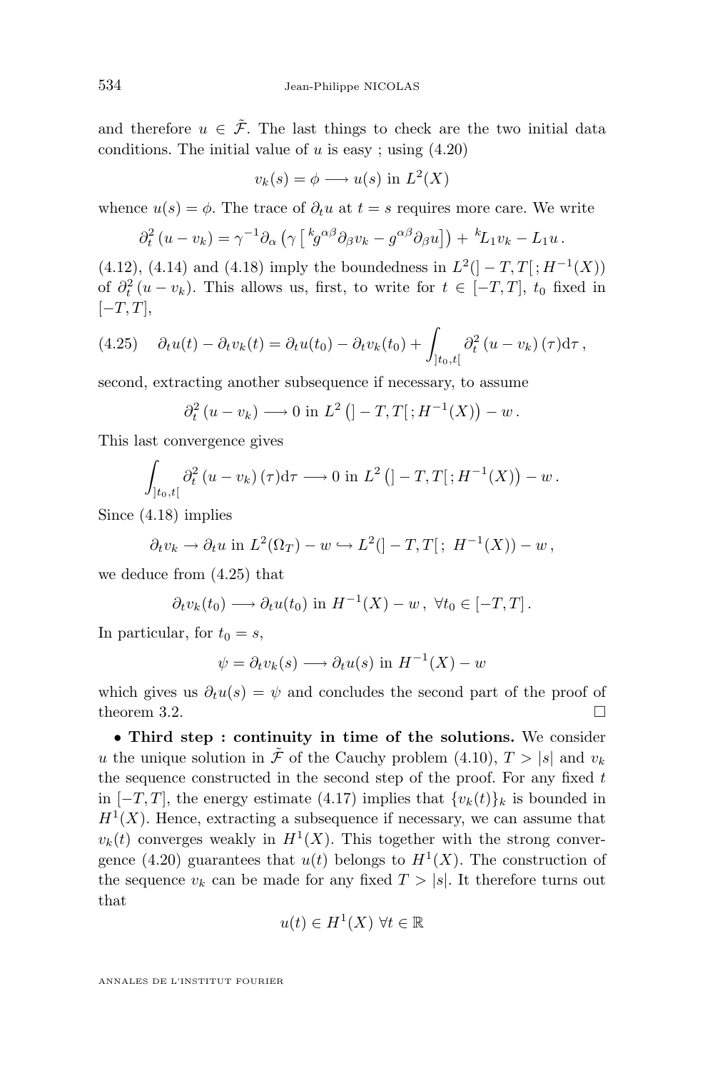and therefore $u \in \tilde{\mathcal{F}}$. The last things to check are the two initial data conditions. The initial value of $u$ is easy ; using (4.20)

$$v_k(s) = \phi \longrightarrow u(s) \text{ in } L^2(X)$$

whence $u(s) = \phi$. The trace of $\partial_t u$ at $t = s$ requires more care. We write

$$\partial_t^2 (u - v_k) = \gamma^{-1} \partial_\alpha \left( \gamma \left[ {}^k g^{\alpha\beta} \partial_\beta v_k - g^{\alpha\beta} \partial_\beta u \right] \right) + {}^k L_1 v_k - L_1 u \, .$$

(4.12), (4.14) and (4.18) imply the boundedness in $L^2(]-T, T[\,; H^{-1}(X))$ of $\partial_t^2 (u - v_k)$. This allows us, first, to write for $t \in [-T, T]$, $t_0$ fixed in $[-T, T]$,

$$\partial_t u(t) - \partial_t v_k(t) = \partial_t u(t_0) - \partial_t v_k(t_0) + \int_{]t_0, t[} \partial_t^2 (u - v_k)(\tau) \mathrm{d}\tau \, , \tag{4.25}$$

second, extracting another subsequence if necessary, to assume

$$\partial_t^2 (u - v_k) \longrightarrow 0 \text{ in } L^2 \left( ]-T, T[\,; H^{-1}(X) \right) - w \, .$$

This last convergence gives

$$\int_{]t_0, t[} \partial_t^2 (u - v_k)(\tau) \mathrm{d}\tau \longrightarrow 0 \text{ in } L^2 \left( ]-T, T[\,; H^{-1}(X) \right) - w \, .$$

Since (4.18) implies

$$\partial_t v_k \to \partial_t u \text{ in } L^2(\Omega_T) - w \hookrightarrow L^2(]-T, T[\,;\ H^{-1}(X)) - w \, ,$$

we deduce from (4.25) that

$$\partial_t v_k(t_0) \longrightarrow \partial_t u(t_0) \text{ in } H^{-1}(X) - w \, , \ \forall t_0 \in [-T, T] \, .$$

In particular, for $t_0 = s$,

$$\psi = \partial_t v_k(s) \longrightarrow \partial_t u(s) \text{ in } H^{-1}(X) - w$$

which gives us $\partial_t u(s) = \psi$ and concludes the second part of the proof of theorem 3.2. $\square$

• **Third step : continuity in time of the solutions.** We consider $u$ the unique solution in $\tilde{\mathcal{F}}$ of the Cauchy problem (4.10), $T > |s|$ and $v_k$ the sequence constructed in the second step of the proof. For any fixed $t$ in $[-T, T]$, the energy estimate (4.17) implies that $\{v_k(t)\}_k$ is bounded in $H^1(X)$. Hence, extracting a subsequence if necessary, we can assume that $v_k(t)$ converges weakly in $H^1(X)$. This together with the strong convergence (4.20) guarantees that $u(t)$ belongs to $H^1(X)$. The construction of the sequence $v_k$ can be made for any fixed $T > |s|$. It therefore turns out that

$$u(t) \in H^1(X) \ \forall t \in \mathbb{R}$$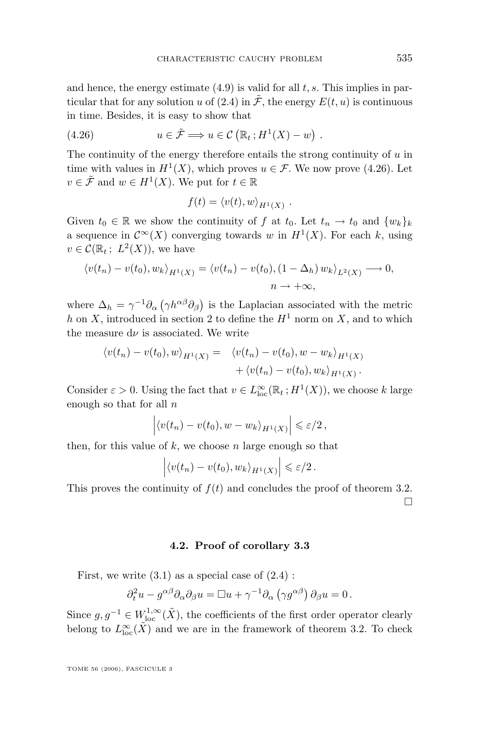and hence, the energy estimate (4.9) is valid for all $t, s$. This implies in particular that for any solution $u$ of (2.4) in $\tilde{\mathcal{F}}$, the energy $E(t,u)$ is continuous in time. Besides, it is easy to show that

$$u \in \tilde{\mathcal{F}} \Longrightarrow u \in \mathcal{C}\left(\mathbb{R}_t\,; H^1(X) - w\right) . \tag{4.26}$$

The continuity of the energy therefore entails the strong continuity of $u$ in time with values in $H^1(X)$, which proves $u \in \mathcal{F}$. We now prove (4.26). Let $v \in \tilde{\mathcal{F}}$ and $w \in H^1(X)$. We put for $t \in \mathbb{R}$

$$f(t) = \langle v(t), w \rangle_{H^1(X)} \, .$$

Given $t_0 \in \mathbb{R}$ we show the continuity of $f$ at $t_0$. Let $t_n \to t_0$ and $\{w_k\}_k$ a sequence in $\mathcal{C}^\infty(X)$ converging towards $w$ in $H^1(X)$. For each $k$, using $v \in \mathcal{C}(\mathbb{R}_t\,;\, L^2(X))$, we have

$$\langle v(t_n) - v(t_0), w_k \rangle_{H^1(X)} = \langle v(t_n) - v(t_0), (1 - \Delta_h)\, w_k \rangle_{L^2(X)} \longrightarrow 0, \quad n \to +\infty,$$

where $\Delta_h = \gamma^{-1} \partial_\alpha \left(\gamma h^{\alpha\beta} \partial_\beta\right)$ is the Laplacian associated with the metric $h$ on $X$, introduced in section 2 to define the $H^1$ norm on $X$, and to which the measure $\mathrm{d}\nu$ is associated. We write

$$\langle v(t_n) - v(t_0), w \rangle_{H^1(X)} = \langle v(t_n) - v(t_0), w - w_k \rangle_{H^1(X)} + \langle v(t_n) - v(t_0), w_k \rangle_{H^1(X)} .$$

Consider $\varepsilon > 0$. Using the fact that $v \in L^\infty_{\mathrm{loc}}(\mathbb{R}_t\,; H^1(X))$, we choose $k$ large enough so that for all $n$

$$\left| \langle v(t_n) - v(t_0), w - w_k \rangle_{H^1(X)} \right| \leqslant \varepsilon/2\, ,$$

then, for this value of $k$, we choose $n$ large enough so that

$$\left| \langle v(t_n) - v(t_0), w_k \rangle_{H^1(X)} \right| \leqslant \varepsilon/2\, .$$

This proves the continuity of $f(t)$ and concludes the proof of theorem 3.2. □

### 4.2. Proof of corollary 3.3

First, we write (3.1) as a special case of (2.4) :

$$\partial_t^2 u - g^{\alpha\beta} \partial_\alpha \partial_\beta u = \Box u + \gamma^{-1} \partial_\alpha \left(\gamma g^{\alpha\beta}\right) \partial_\beta u = 0\, .$$

Since $g, g^{-1} \in W^{1,\infty}_{\mathrm{loc}}(\tilde{X})$, the coefficients of the first order operator clearly belong to $L^\infty_{\mathrm{loc}}(\tilde{X})$ and we are in the framework of theorem 3.2. To check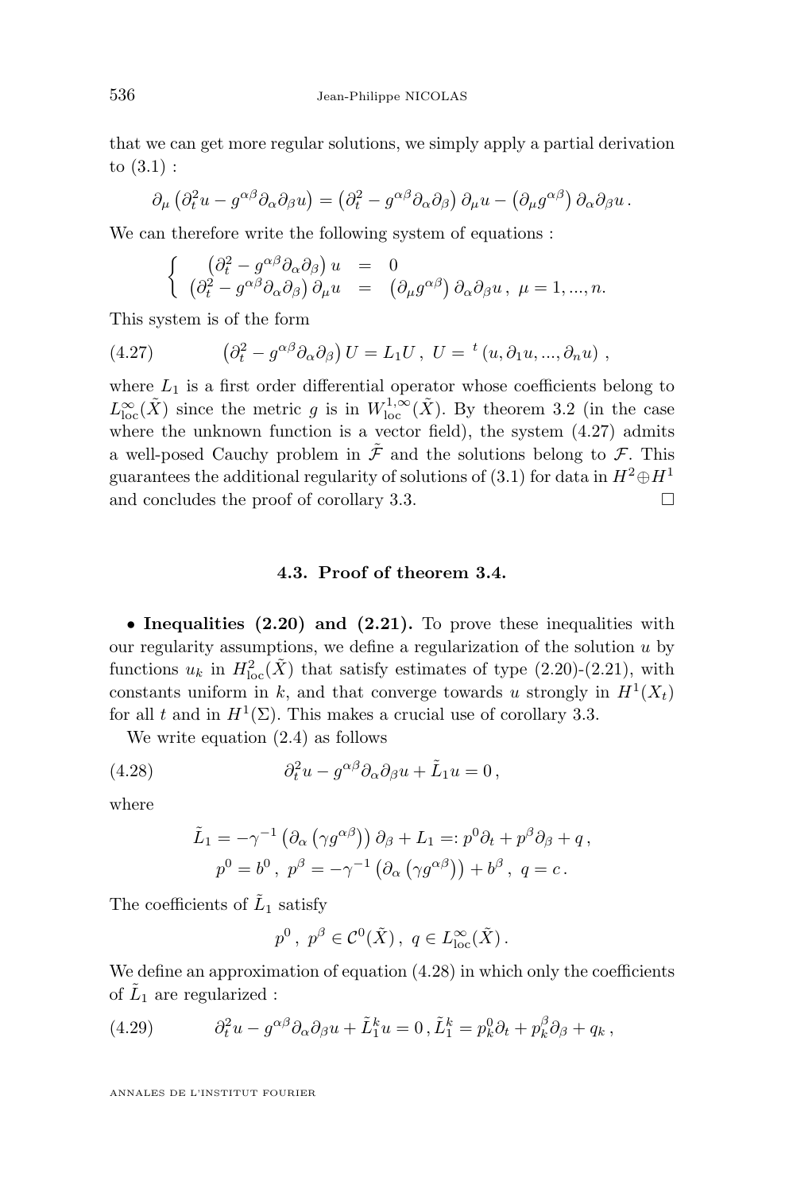that we can get more regular solutions, we simply apply a partial derivation to (3.1) :

$$\partial_\mu \left(\partial_t^2 u - g^{\alpha\beta}\partial_\alpha\partial_\beta u\right) = \left(\partial_t^2 - g^{\alpha\beta}\partial_\alpha\partial_\beta\right)\partial_\mu u - \left(\partial_\mu g^{\alpha\beta}\right)\partial_\alpha\partial_\beta u\,.$$

We can therefore write the following system of equations :

$$\left\{\begin{array}{rcl} \left(\partial_t^2 - g^{\alpha\beta}\partial_\alpha\partial_\beta\right) u &=& 0 \\ \left(\partial_t^2 - g^{\alpha\beta}\partial_\alpha\partial_\beta\right)\partial_\mu u &=& \left(\partial_\mu g^{\alpha\beta}\right)\partial_\alpha\partial_\beta u\,,\ \mu = 1,...,n. \end{array}\right.$$

This system is of the form

$$\left(\partial_t^2 - g^{\alpha\beta}\partial_\alpha\partial_\beta\right) U = L_1 U\,,\ U = {}^t\left(u, \partial_1 u, ..., \partial_n u\right)\,, \tag{4.27}$$

where $L_1$ is a first order differential operator whose coefficients belong to $L^\infty_{\mathrm{loc}}(\tilde{X})$ since the metric $g$ is in $W^{1,\infty}_{\mathrm{loc}}(\tilde{X})$. By theorem 3.2 (in the case where the unknown function is a vector field), the system (4.27) admits a well-posed Cauchy problem in $\tilde{\mathcal{F}}$ and the solutions belong to $\mathcal{F}$. This guarantees the additional regularity of solutions of (3.1) for data in $H^2 \oplus H^1$ and concludes the proof of corollary 3.3. □

### 4.3. Proof of theorem 3.4.

• **Inequalities (2.20) and (2.21).** To prove these inequalities with our regularity assumptions, we define a regularization of the solution $u$ by functions $u_k$ in $H^2_{\mathrm{loc}}(\tilde{X})$ that satisfy estimates of type (2.20)-(2.21), with constants uniform in $k$, and that converge towards $u$ strongly in $H^1(X_t)$ for all $t$ and in $H^1(\Sigma)$. This makes a crucial use of corollary 3.3.

We write equation (2.4) as follows

$$\partial_t^2 u - g^{\alpha\beta}\partial_\alpha\partial_\beta u + \tilde{L}_1 u = 0\,, \tag{4.28}$$

where

$$\tilde{L}_1 = -\gamma^{-1}\left(\partial_\alpha\left(\gamma g^{\alpha\beta}\right)\right)\partial_\beta + L_1 =: p^0\partial_t + p^\beta\partial_\beta + q\,,$$
$$p^0 = b^0\,,\ p^\beta = -\gamma^{-1}\left(\partial_\alpha\left(\gamma g^{\alpha\beta}\right)\right) + b^\beta\,,\ q = c\,.$$

The coefficients of $\tilde{L}_1$ satisfy

$$p^0\,,\ p^\beta \in \mathcal{C}^0(\tilde{X})\,,\ q \in L^\infty_{\mathrm{loc}}(\tilde{X})\,.$$

We define an approximation of equation (4.28) in which only the coefficients of $\tilde{L}_1$ are regularized :

$$\partial_t^2 u - g^{\alpha\beta}\partial_\alpha\partial_\beta u + \tilde{L}_1^k u = 0\,, \tilde{L}_1^k = p_k^0\partial_t + p_k^\beta\partial_\beta + q_k\,, \tag{4.29}$$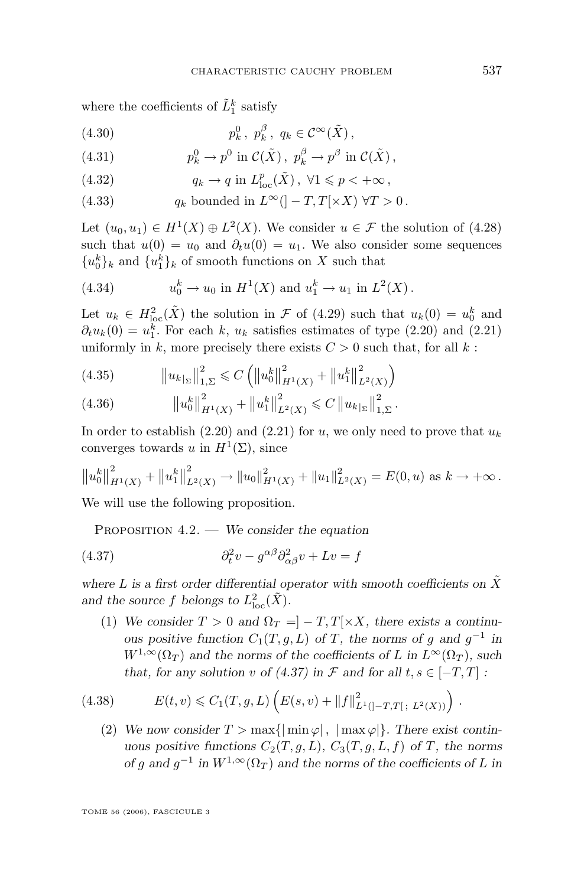where the coefficients of $\tilde{L}_1^k$ satisfy

$$p_k^0 \,,\; p_k^\beta \,,\; q_k \in \mathcal{C}^\infty(\tilde{X})\,, \tag{4.30}$$

$$p_k^0 \to p^0 \text{ in } \mathcal{C}(\tilde{X})\,,\; p_k^\beta \to p^\beta \text{ in } \mathcal{C}(\tilde{X})\,, \tag{4.31}$$

$$q_k \to q \text{ in } L^p_{\mathrm{loc}}(\tilde{X})\,,\; \forall 1 \leqslant p < +\infty\,, \tag{4.32}$$

$$q_k \text{ bounded in } L^\infty(]-T,T[\times X)\;\forall T>0\,. \tag{4.33}$$

Let $(u_0,u_1) \in H^1(X) \oplus L^2(X)$. We consider $u \in \mathcal{F}$ the solution of (4.28) such that $u(0)=u_0$ and $\partial_t u(0) = u_1$. We also consider some sequences $\{u_0^k\}_k$ and $\{u_1^k\}_k$ of smooth functions on $X$ such that

$$u_0^k \to u_0 \text{ in } H^1(X) \text{ and } u_1^k \to u_1 \text{ in } L^2(X)\,. \tag{4.34}$$

Let $u_k \in H^2_{\mathrm{loc}}(\tilde{X})$ the solution in $\mathcal{F}$ of (4.29) such that $u_k(0) = u_0^k$ and $\partial_t u_k(0) = u_1^k$. For each $k$, $u_k$ satisfies estimates of type (2.20) and (2.21) uniformly in $k$, more precisely there exists $C>0$ such that, for all $k$ :

$$\left\| u_{k|_\Sigma} \right\|^2_{1,\Sigma} \leqslant C\left( \left\|u_0^k\right\|^2_{H^1(X)} + \left\|u_1^k\right\|^2_{L^2(X)} \right) \tag{4.35}$$

$$\left\|u_0^k\right\|^2_{H^1(X)} + \left\|u_1^k\right\|^2_{L^2(X)} \leqslant C \left\| u_{k|_\Sigma} \right\|^2_{1,\Sigma}\,. \tag{4.36}$$

In order to establish (2.20) and (2.21) for $u$, we only need to prove that $u_k$ converges towards $u$ in $H^1(\Sigma)$, since

$$\left\|u_0^k\right\|^2_{H^1(X)} + \left\|u_1^k\right\|^2_{L^2(X)} \to \|u_0\|^2_{H^1(X)} + \|u_1\|^2_{L^2(X)} = E(0,u) \text{ as } k \to +\infty\,.$$

We will use the following proposition.

Proposition 4.2. — *We consider the equation*

$$\partial_t^2 v - g^{\alpha\beta}\partial^2_{\alpha\beta} v + Lv = f \tag{4.37}$$

*where $L$ is a first order differential operator with smooth coefficients on $\tilde{X}$ and the source $f$ belongs to $L^2_{\mathrm{loc}}(\tilde{X})$.*

1. *We consider $T>0$ and $\Omega_T = ]-T,T[\times X$, there exists a continuous positive function $C_1(T,g,L)$ of $T$, the norms of $g$ and $g^{-1}$ in $W^{1,\infty}(\Omega_T)$ and the norms of the coefficients of $L$ in $L^\infty(\Omega_T)$, such that, for any solution $v$ of (4.37) in $\mathcal{F}$ and for all $t,s \in [-T,T]$ :*

$$E(t,v) \leqslant C_1(T,g,L)\left( E(s,v) + \|f\|^2_{L^1(]-T,T[\,;\,L^2(X))} \right)\,. \tag{4.38}$$

2. *We now consider $T > \max\{|\min\varphi|\,,\; |\max\varphi|\}$. There exist continuous positive functions $C_2(T,g,L)$, $C_3(T,g,L,f)$ of $T$, the norms of $g$ and $g^{-1}$ in $W^{1,\infty}(\Omega_T)$ and the norms of the coefficients of $L$ in*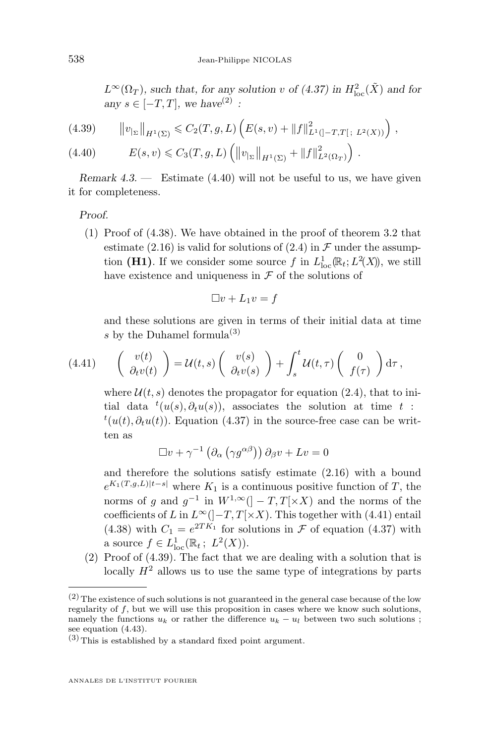$L^\infty(\Omega_T)$*, such that, for any solution* $v$ *of (4.37) in* $H^2_{\mathrm{loc}}(\tilde{X})$ *and for any* $s \in [-T,T]$*, we have*[2] *:*

$$\left\| v_{|_\Sigma} \right\|_{H^1(\Sigma)} \leqslant C_2(T,g,L) \left( E(s,v) + \|f\|^2_{L^1(]-T,T[\,;\, L^2(X))} \right), \tag{4.39}$$

$$E(s,v) \leqslant C_3(T,g,L) \left( \left\| v_{|_\Sigma} \right\|_{H^1(\Sigma)} + \|f\|^2_{L^2(\Omega_T)} \right). \tag{4.40}$$

*Remark 4.3.* — Estimate (4.40) will not be useful to us, we have given it for completeness.

*Proof.*

(1) Proof of (4.38). We have obtained in the proof of theorem 3.2 that estimate (2.16) is valid for solutions of (2.4) in $\mathcal{F}$ under the assumption **(H1)**. If we consider some source $f$ in $L^1_{\mathrm{loc}}(\mathbb{R}_t; L^2(X))$, we still have existence and uniqueness in $\mathcal{F}$ of the solutions of

$$\Box v + L_1 v = f$$

and these solutions are given in terms of their initial data at time $s$ by the Duhamel formula[3]

$$\begin{pmatrix} v(t) \\ \partial_t v(t) \end{pmatrix} = \mathcal{U}(t,s) \begin{pmatrix} v(s) \\ \partial_t v(s) \end{pmatrix} + \int_s^t \mathcal{U}(t,\tau) \begin{pmatrix} 0 \\ f(\tau) \end{pmatrix} \mathrm{d}\tau, \tag{4.41}$$

where $\mathcal{U}(t,s)$ denotes the propagator for equation (2.4), that to initial data ${}^t(u(s), \partial_t u(s))$, associates the solution at time $t$ : ${}^t(u(t), \partial_t u(t))$. Equation (4.37) in the source-free case can be written as

$$\Box v + \gamma^{-1} \left( \partial_\alpha \left( \gamma g^{\alpha\beta} \right) \right) \partial_\beta v + L v = 0$$

and therefore the solutions satisfy estimate (2.16) with a bound $e^{K_1(T,g,L)|t-s|}$ where $K_1$ is a continuous positive function of $T$, the norms of $g$ and $g^{-1}$ in $W^{1,\infty}(]-T,T[\times X)$ and the norms of the coefficients of $L$ in $L^\infty(]-T,T[\times X)$. This together with (4.41) entail (4.38) with $C_1 = e^{2TK_1}$ for solutions in $\mathcal{F}$ of equation (4.37) with a source $f \in L^1_{\mathrm{loc}}(\mathbb{R}_t\,;\, L^2(X))$.

(2) Proof of (4.39). The fact that we are dealing with a solution that is locally $H^2$ allows us to use the same type of integrations by parts

---

[2] The existence of such solutions is not guaranteed in the general case because of the low regularity of $f$, but we will use this proposition in cases where we know such solutions, namely the functions $u_k$ or rather the difference $u_k - u_l$ between two such solutions ; see equation (4.43).

[3] This is established by a standard fixed point argument.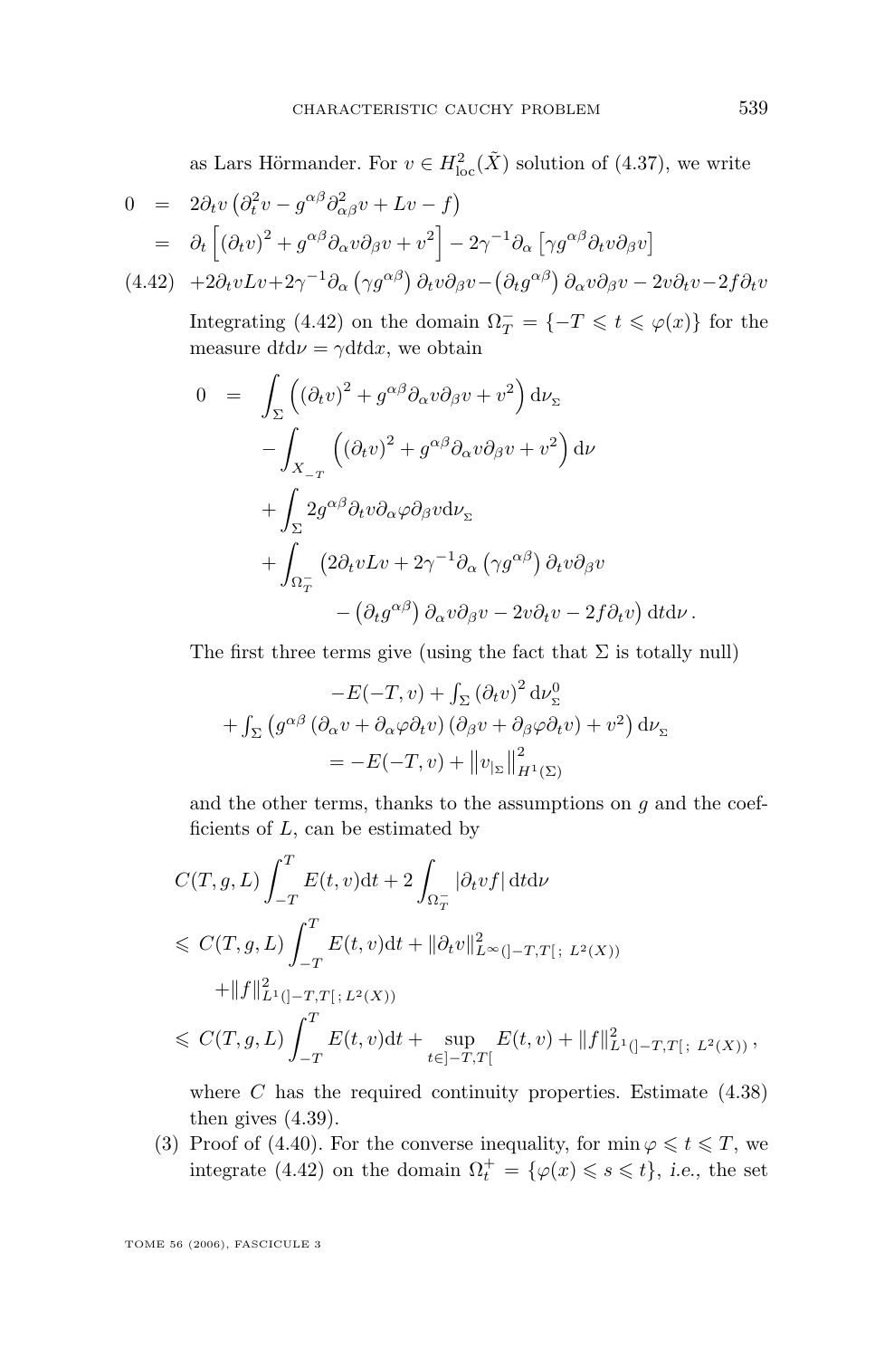as Lars Hörmander. For $v \in H^2_{\mathrm{loc}}(\tilde{X})$ solution of (4.37), we write

$$
\begin{aligned}
0 &= 2\partial_t v\left(\partial_t^2 v - g^{\alpha\beta}\partial^2_{\alpha\beta}v + Lv - f\right)\\
&= \partial_t\left[\left(\partial_t v\right)^2 + g^{\alpha\beta}\partial_\alpha v\partial_\beta v + v^2\right] - 2\gamma^{-1}\partial_\alpha\left[\gamma g^{\alpha\beta}\partial_t v\partial_\beta v\right]\\
&\quad +2\partial_t vLv+2\gamma^{-1}\partial_\alpha\left(\gamma g^{\alpha\beta}\right)\partial_t v\partial_\beta v-\left(\partial_t g^{\alpha\beta}\right)\partial_\alpha v\partial_\beta v - 2v\partial_t v-2f\partial_t v
\end{aligned}
\tag{4.42}
$$

Integrating (4.42) on the domain $\Omega_T^- = \{-T \leqslant t \leqslant \varphi(x)\}$ for the measure $\mathrm{d}t\mathrm{d}\nu = \gamma \mathrm{d}t\mathrm{d}x$, we obtain

$$
\begin{aligned}
0 \;=\; &\int_\Sigma\left(\left(\partial_t v\right)^2 + g^{\alpha\beta}\partial_\alpha v\partial_\beta v + v^2\right)\mathrm{d}\nu_{\Sigma}\\
&-\int_{X_{-T}}\left(\left(\partial_t v\right)^2 + g^{\alpha\beta}\partial_\alpha v\partial_\beta v + v^2\right)\mathrm{d}\nu\\
&+\int_\Sigma 2g^{\alpha\beta}\partial_t v\partial_\alpha\varphi\partial_\beta v\mathrm{d}\nu_{\Sigma}\\
&+\int_{\Omega_T^-}\left(2\partial_t vLv + 2\gamma^{-1}\partial_\alpha\left(\gamma g^{\alpha\beta}\right)\partial_t v\partial_\beta v\right.\\
&\qquad\left.-\left(\partial_t g^{\alpha\beta}\right)\partial_\alpha v\partial_\beta v - 2v\partial_t v - 2f\partial_t v\right)\mathrm{d}t\mathrm{d}\nu\,.
\end{aligned}
$$

The first three terms give (using the fact that $\Sigma$ is totally null)

$$
\begin{aligned}
&-E(-T,v) + \textstyle\int_\Sigma\left(\partial_t v\right)^2\mathrm{d}\nu^0_{\Sigma}\\
&+\textstyle\int_\Sigma\left(g^{\alpha\beta}\left(\partial_\alpha v + \partial_\alpha\varphi\partial_t v\right)\left(\partial_\beta v + \partial_\beta\varphi\partial_t v\right) + v^2\right)\mathrm{d}\nu_{\Sigma}\\
&= -E(-T,v) + \left\|v_{|\Sigma}\right\|^2_{H^1(\Sigma)}
\end{aligned}
$$

and the other terms, thanks to the assumptions on $g$ and the coefficients of $L$, can be estimated by

$$
\begin{aligned}
&C(T,g,L)\int_{-T}^{T}E(t,v)\mathrm{d}t + 2\int_{\Omega_T^-}\left|\partial_t vf\right|\mathrm{d}t\mathrm{d}\nu\\
&\leqslant C(T,g,L)\int_{-T}^{T}E(t,v)\mathrm{d}t + \|\partial_t v\|^2_{L^\infty(]-T,T[\,;\,L^2(X))}\\
&\qquad+\|f\|^2_{L^1(]-T,T[\,;\,L^2(X))}\\
&\leqslant C(T,g,L)\int_{-T}^{T}E(t,v)\mathrm{d}t + \sup_{t\in]-T,T[}E(t,v) + \|f\|^2_{L^1(]-T,T[\,;\,L^2(X))}\,,
\end{aligned}
$$

where $C$ has the required continuity properties. Estimate (4.38) then gives (4.39).

(3) Proof of (4.40). For the converse inequality, for $\min\varphi \leqslant t \leqslant T$, we integrate (4.42) on the domain $\Omega_t^+ = \{\varphi(x) \leqslant s \leqslant t\}$, *i.e.*, the set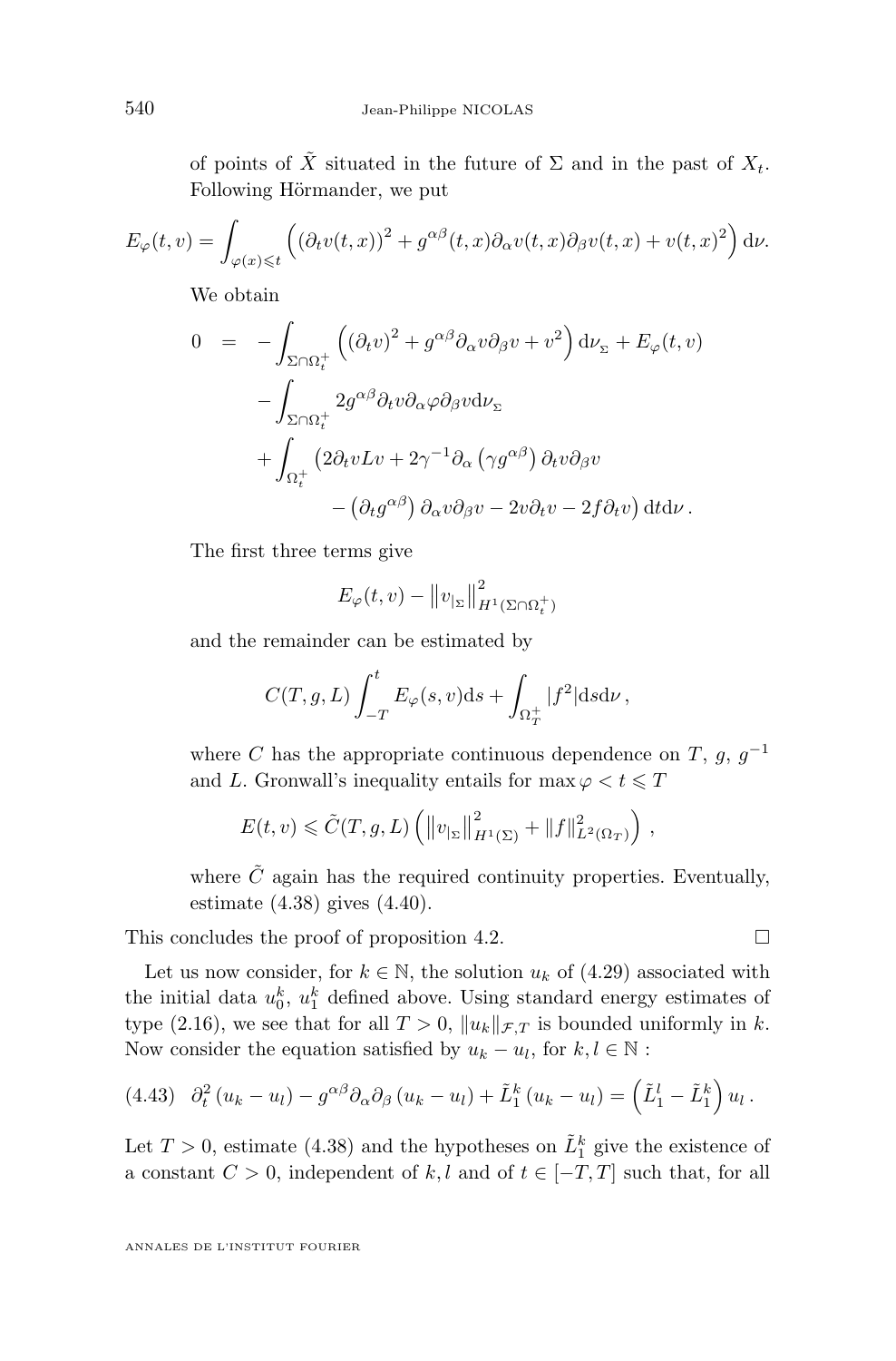of points of $\tilde{X}$ situated in the future of $\Sigma$ and in the past of $X_t$. Following Hörmander, we put

$$E_\varphi(t,v) = \int_{\varphi(x)\leqslant t} \left( (\partial_t v(t,x))^2 + g^{\alpha\beta}(t,x)\partial_\alpha v(t,x)\partial_\beta v(t,x) + v(t,x)^2 \right) \mathrm{d}\nu .$$

We obtain

$$\begin{aligned} 0 \;=\; & -\int_{\Sigma\cap\Omega_t^+} \left( (\partial_t v)^2 + g^{\alpha\beta}\partial_\alpha v \partial_\beta v + v^2 \right) \mathrm{d}\nu_{\Sigma} + E_\varphi(t,v) \\ & - \int_{\Sigma\cap\Omega_t^+} 2 g^{\alpha\beta}\partial_t v \partial_\alpha \varphi \partial_\beta v \mathrm{d}\nu_{\Sigma} \\ & + \int_{\Omega_t^+} \big( 2\partial_t v L v + 2\gamma^{-1}\partial_\alpha \left(\gamma g^{\alpha\beta}\right)\partial_t v \partial_\beta v \\ & \qquad - \left(\partial_t g^{\alpha\beta}\right)\partial_\alpha v \partial_\beta v - 2 v \partial_t v - 2 f \partial_t v \big) \mathrm{d}t \mathrm{d}\nu \,. \end{aligned}$$

The first three terms give

$$E_\varphi(t,v) - \left\| v_{|_\Sigma} \right\|^2_{H^1(\Sigma\cap\Omega_t^+)}$$

and the remainder can be estimated by

$$C(T,g,L)\int_{-T}^t E_\varphi(s,v)\mathrm{d}s + \int_{\Omega_T^+} |f^2| \mathrm{d}s\mathrm{d}\nu \,,$$

where $C$ has the appropriate continuous dependence on $T$, $g$, $g^{-1}$ and $L$. Gronwall's inequality entails for $\max\varphi < t \leqslant T$

$$E(t,v) \leqslant \tilde{C}(T,g,L) \left( \left\| v_{|_\Sigma} \right\|^2_{H^1(\Sigma)} + \|f\|^2_{L^2(\Omega_T)} \right) ,$$

where $\tilde{C}$ again has the required continuity properties. Eventually, estimate (4.38) gives (4.40).

This concludes the proof of proposition 4.2. □

Let us now consider, for $k\in\mathbb{N}$, the solution $u_k$ of (4.29) associated with the initial data $u_0^k$, $u_1^k$ defined above. Using standard energy estimates of type (2.16), we see that for all $T>0$, $\|u_k\|_{\mathcal{F},T}$ is bounded uniformly in $k$. Now consider the equation satisfied by $u_k - u_l$, for $k,l\in\mathbb{N}$ :

$$(4.43)\quad \partial_t^2 \left(u_k - u_l\right) - g^{\alpha\beta}\partial_\alpha\partial_\beta \left(u_k - u_l\right) + \tilde{L}_1^k \left(u_k - u_l\right) = \left(\tilde{L}_1^l - \tilde{L}_1^k\right) u_l \,.$$

Let $T>0$, estimate (4.38) and the hypotheses on $\tilde{L}_1^k$ give the existence of a constant $C>0$, independent of $k,l$ and of $t\in[-T,T]$ such that, for all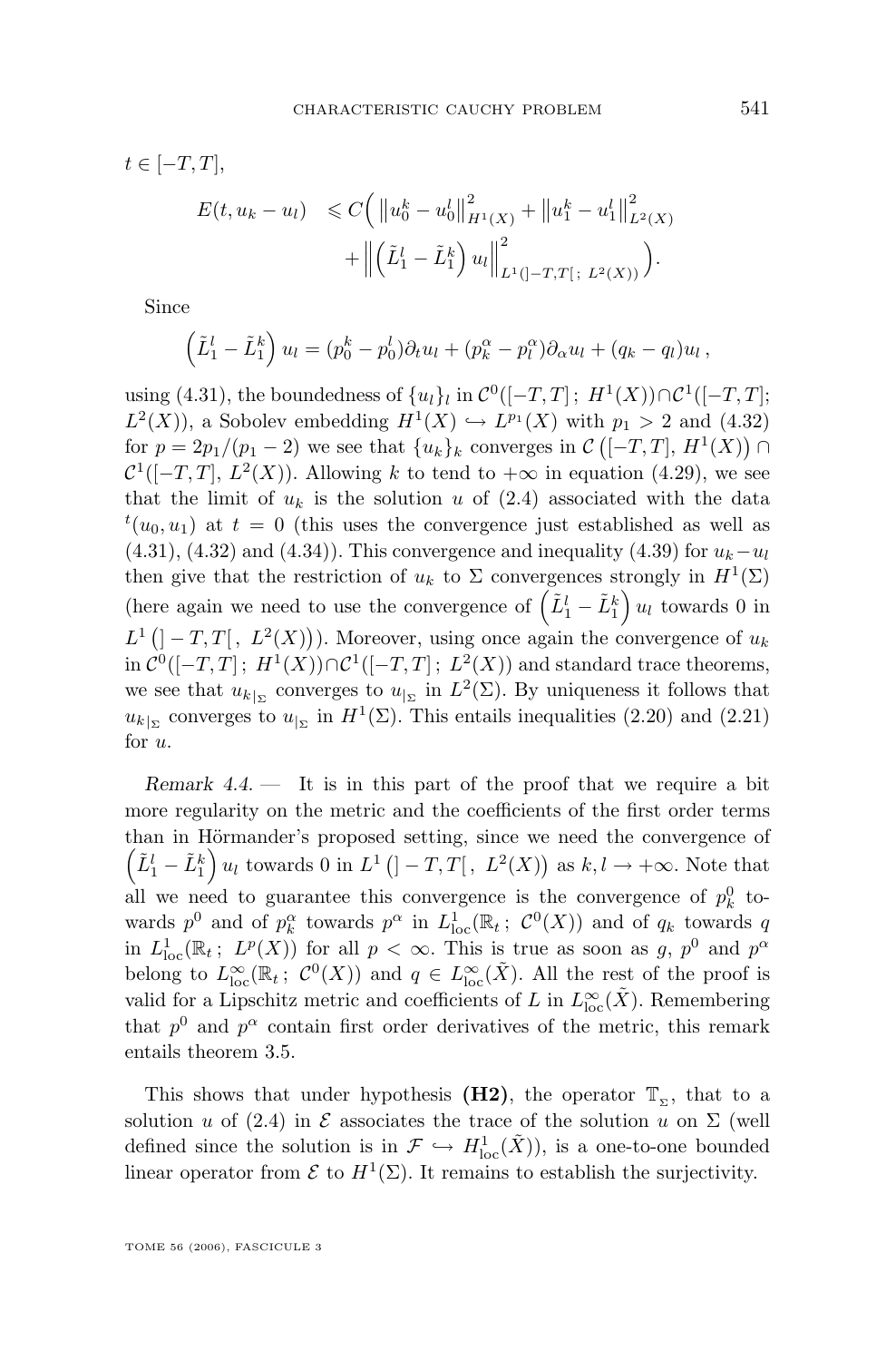$t \in [-T, T]$,

$$E(t, u_k - u_l) \leqslant C\Big( \left\| u_0^k - u_0^l \right\|^2_{H^1(X)} + \left\| u_1^k - u_1^l \right\|^2_{L^2(X)} + \left\| \left( \tilde{L}_1^l - \tilde{L}_1^k \right) u_l \right\|^2_{L^1(]-T,T[\,;\ L^2(X))} \Big).$$

Since

$$\left( \tilde{L}_1^l - \tilde{L}_1^k \right) u_l = (p_0^k - p_0^l)\partial_t u_l + (p_k^\alpha - p_l^\alpha)\partial_\alpha u_l + (q_k - q_l) u_l \,,$$

using (4.31), the boundedness of $\{u_l\}_l$ in $\mathcal{C}^0([-T,T]\,;\ H^1(X)) \cap \mathcal{C}^1([-T,T];\ L^2(X))$, a Sobolev embedding $H^1(X) \hookrightarrow L^{p_1}(X)$ with $p_1 > 2$ and (4.32) for $p = 2p_1/(p_1 - 2)$ we see that $\{u_k\}_k$ converges in $\mathcal{C}\left([-T,T],\ H^1(X)\right) \cap \mathcal{C}^1([-T,T],\ L^2(X))$. Allowing $k$ to tend to $+\infty$ in equation (4.29), we see that the limit of $u_k$ is the solution $u$ of (2.4) associated with the data ${}^t(u_0, u_1)$ at $t = 0$ (this uses the convergence just established as well as (4.31), (4.32) and (4.34)). This convergence and inequality (4.39) for $u_k - u_l$ then give that the restriction of $u_k$ to $\Sigma$ convergences strongly in $H^1(\Sigma)$ (here again we need to use the convergence of $\left( \tilde{L}_1^l - \tilde{L}_1^k \right) u_l$ towards 0 in $L^1\left( ]-T,T[\,,\ L^2(X) \right)$). Moreover, using once again the convergence of $u_k$ in $\mathcal{C}^0([-T,T]\,;\ H^1(X)) \cap \mathcal{C}^1([-T,T]\,;\ L^2(X))$ and standard trace theorems, we see that $u_{k|_\Sigma}$ converges to $u_{|_\Sigma}$ in $L^2(\Sigma)$. By uniqueness it follows that $u_{k|_\Sigma}$ converges to $u_{|_\Sigma}$ in $H^1(\Sigma)$. This entails inequalities (2.20) and (2.21) for $u$.

*Remark 4.4.* — It is in this part of the proof that we require a bit more regularity on the metric and the coefficients of the first order terms than in Hörmander's proposed setting, since we need the convergence of $\left( \tilde{L}_1^l - \tilde{L}_1^k \right) u_l$ towards 0 in $L^1\left( ]-T,T[\,,\ L^2(X) \right)$ as $k, l \to +\infty$. Note that all we need to guarantee this convergence is the convergence of $p_k^0$ towards $p^0$ and of $p_k^\alpha$ towards $p^\alpha$ in $L^1_{\mathrm{loc}}(\mathbb{R}_t\,;\ \mathcal{C}^0(X))$ and of $q_k$ towards $q$ in $L^1_{\mathrm{loc}}(\mathbb{R}_t\,;\ L^p(X))$ for all $p < \infty$. This is true as soon as $g$, $p^0$ and $p^\alpha$ belong to $L^\infty_{\mathrm{loc}}(\mathbb{R}_t\,;\ \mathcal{C}^0(X))$ and $q \in L^\infty_{\mathrm{loc}}(\tilde{X})$. All the rest of the proof is valid for a Lipschitz metric and coefficients of $L$ in $L^\infty_{\mathrm{loc}}(\tilde{X})$. Remembering that $p^0$ and $p^\alpha$ contain first order derivatives of the metric, this remark entails theorem 3.5.

This shows that under hypothesis **(H2)**, the operator $\mathbb{T}_\Sigma$, that to a solution $u$ of (2.4) in $\mathcal{E}$ associates the trace of the solution $u$ on $\Sigma$ (well defined since the solution is in $\mathcal{F} \hookrightarrow H^1_{\mathrm{loc}}(\tilde{X})$), is a one-to-one bounded linear operator from $\mathcal{E}$ to $H^1(\Sigma)$. It remains to establish the surjectivity.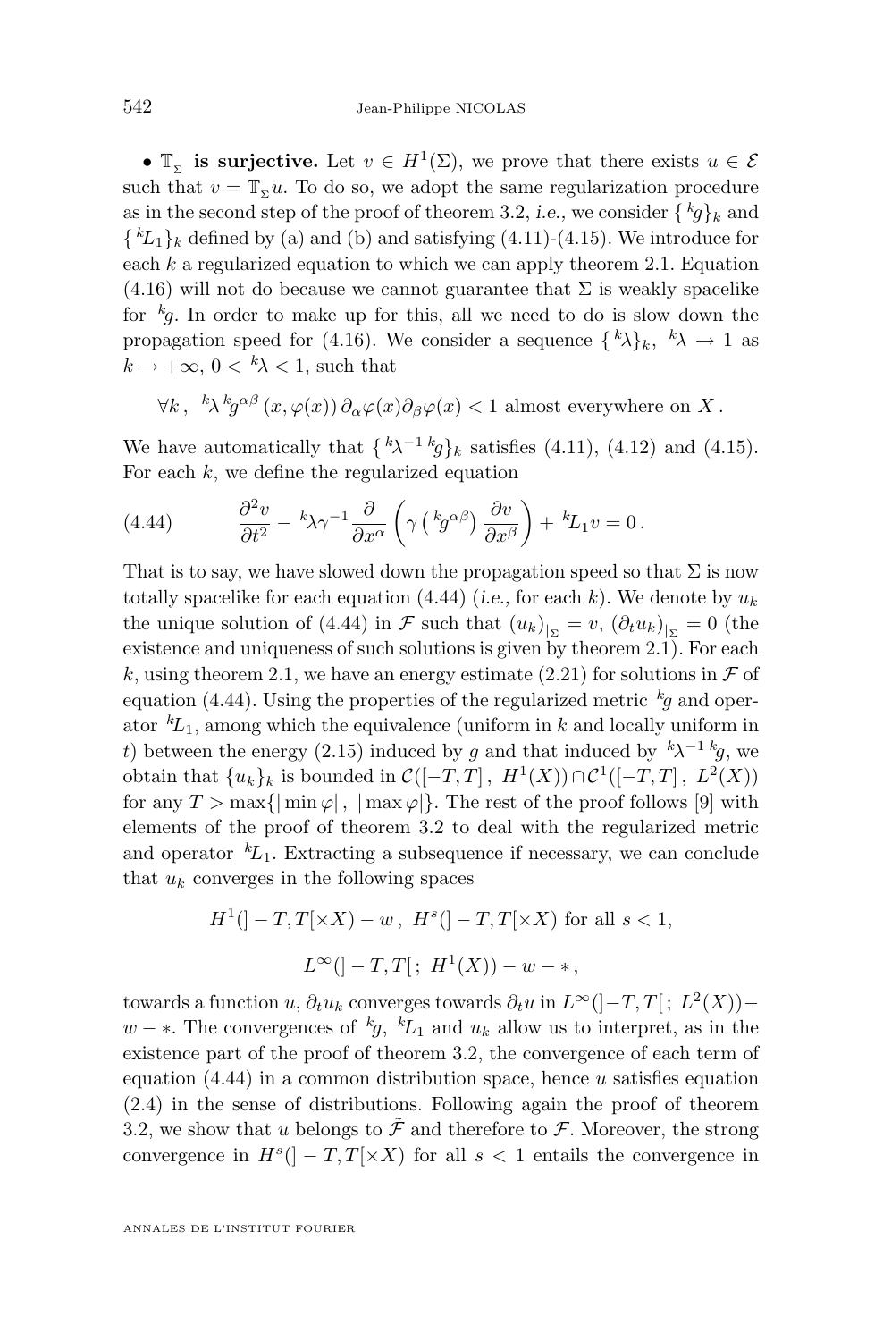• $\mathbb{T}_{\Sigma}$ **is surjective.** Let $v \in H^1(\Sigma)$, we prove that there exists $u \in \mathcal{E}$ such that $v = \mathbb{T}_{\Sigma} u$. To do so, we adopt the same regularization procedure as in the second step of the proof of theorem 3.2, *i.e.,* we consider $\{ {}^k g\}_k$ and $\{ {}^k L_1\}_k$ defined by (a) and (b) and satisfying (4.11)-(4.15). We introduce for each $k$ a regularized equation to which we can apply theorem 2.1. Equation (4.16) will not do because we cannot guarantee that $\Sigma$ is weakly spacelike for ${}^k g$. In order to make up for this, all we need to do is slow down the propagation speed for (4.16). We consider a sequence $\{ {}^k\lambda\}_k$, ${}^k\lambda \to 1$ as $k \to +\infty$, $0 < {}^k\lambda < 1$, such that

$$\forall k\,,\ {}^k\lambda\, {}^k g^{\alpha\beta}\,(x,\varphi(x))\,\partial_\alpha\varphi(x)\partial_\beta\varphi(x) < 1 \text{ almost everywhere on } X\,.$$

We have automatically that $\{ {}^k\lambda^{-1}\, {}^k g\}_k$ satisfies (4.11), (4.12) and (4.15). For each $k$, we define the regularized equation

$$\frac{\partial^2 v}{\partial t^2} - {}^k\lambda\gamma^{-1}\frac{\partial}{\partial x^\alpha}\left(\gamma\left({}^k g^{\alpha\beta}\right)\frac{\partial v}{\partial x^\beta}\right) + {}^k L_1 v = 0\,. \tag{4.44}$$

That is to say, we have slowed down the propagation speed so that $\Sigma$ is now totally spacelike for each equation (4.44) (*i.e.,* for each $k$). We denote by $u_k$ the unique solution of (4.44) in $\mathcal{F}$ such that $(u_k)_{|_\Sigma} = v$, $(\partial_t u_k)_{|_\Sigma} = 0$ (the existence and uniqueness of such solutions is given by theorem 2.1). For each $k$, using theorem 2.1, we have an energy estimate (2.21) for solutions in $\mathcal{F}$ of equation (4.44). Using the properties of the regularized metric ${}^k g$ and operator ${}^k L_1$, among which the equivalence (uniform in $k$ and locally uniform in $t$) between the energy (2.15) induced by $g$ and that induced by ${}^k\lambda^{-1}\,{}^k g$, we obtain that $\{u_k\}_k$ is bounded in $\mathcal{C}([-T,T]\,,\ H^1(X)) \cap \mathcal{C}^1([-T,T]\,,\ L^2(X))$ for any $T > \max\{|\min\varphi|\,,\ |\max\varphi|\}$. The rest of the proof follows [9] with elements of the proof of theorem 3.2 to deal with the regularized metric and operator ${}^k L_1$. Extracting a subsequence if necessary, we can conclude that $u_k$ converges in the following spaces

$$H^1(]-T,T[\times X) - w\,,\ H^s(]-T,T[\times X) \text{ for all } s<1,$$

$$L^\infty(]-T,T[\,;\ H^1(X)) - w - *\,,$$

towards a function $u$, $\partial_t u_k$ converges towards $\partial_t u$ in $L^\infty(]-T,T[\,;\ L^2(X)) - w - *$. The convergences of ${}^k g$, ${}^k L_1$ and $u_k$ allow us to interpret, as in the existence part of the proof of theorem 3.2, the convergence of each term of equation (4.44) in a common distribution space, hence $u$ satisfies equation (2.4) in the sense of distributions. Following again the proof of theorem 3.2, we show that $u$ belongs to $\tilde{\mathcal{F}}$ and therefore to $\mathcal{F}$. Moreover, the strong convergence in $H^s(]-T,T[\times X)$ for all $s<1$ entails the convergence in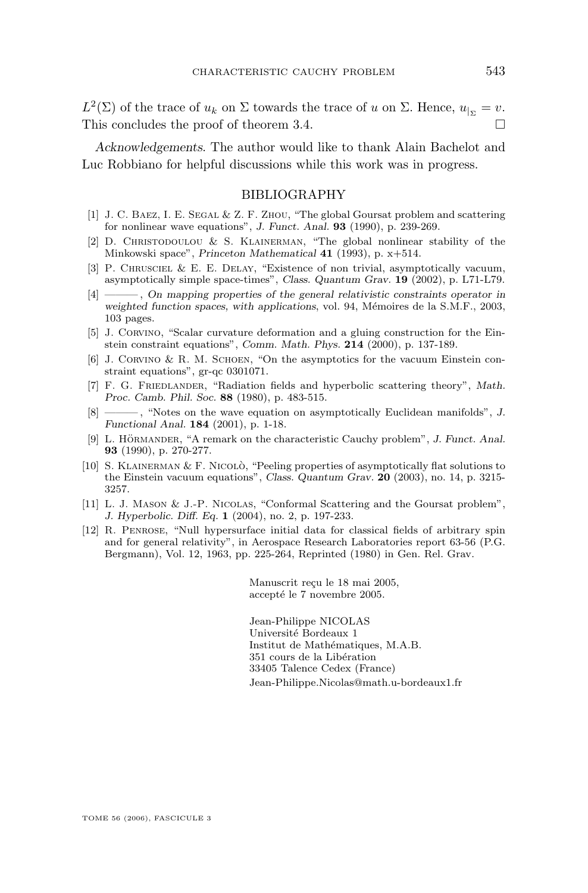$L^2(\Sigma)$ of the trace of $u_k$ on $\Sigma$ towards the trace of $u$ on $\Sigma$. Hence, $u_{|_\Sigma} = v$. This concludes the proof of theorem 3.4. □

*Acknowledgements*. The author would like to thank Alain Bachelot and Luc Robbiano for helpful discussions while this work was in progress.

## BIBLIOGRAPHY

[1] J. C. Baez, I. E. Segal & Z. F. Zhou, "The global Goursat problem and scattering for nonlinear wave equations", *J. Funct. Anal.* **93** (1990), p. 239-269.

[2] D. Christodoulou & S. Klainerman, "The global nonlinear stability of the Minkowski space", *Princeton Mathematical* **41** (1993), p. x+514.

[3] P. Chrusciel & E. E. Delay, "Existence of non trivial, asymptotically vacuum, asymptotically simple space-times", *Class. Quantum Grav.* **19** (2002), p. L71-L79.

[4] ———, *On mapping properties of the general relativistic constraints operator in weighted function spaces, with applications*, vol. 94, Mémoires de la S.M.F., 2003, 103 pages.

[5] J. Corvino, "Scalar curvature deformation and a gluing construction for the Einstein constraint equations", *Comm. Math. Phys.* **214** (2000), p. 137-189.

[6] J. Corvino & R. M. Schoen, "On the asymptotics for the vacuum Einstein constraint equations", gr-qc 0301071.

[7] F. G. Friedlander, "Radiation fields and hyperbolic scattering theory", *Math. Proc. Camb. Phil. Soc.* **88** (1980), p. 483-515.

[8] ———, "Notes on the wave equation on asymptotically Euclidean manifolds", *J. Functional Anal.* **184** (2001), p. 1-18.

[9] L. Hörmander, "A remark on the characteristic Cauchy problem", *J. Funct. Anal.* **93** (1990), p. 270-277.

[10] S. Klainerman & F. Nicolò, "Peeling properties of asymptotically flat solutions to the Einstein vacuum equations", *Class. Quantum Grav.* **20** (2003), no. 14, p. 3215-3257.

[11] L. J. Mason & J.-P. Nicolas, "Conformal Scattering and the Goursat problem", *J. Hyperbolic. Diff. Eq.* **1** (2004), no. 2, p. 197-233.

[12] R. Penrose, "Null hypersurface initial data for classical fields of arbitrary spin and for general relativity", in Aerospace Research Laboratories report 63-56 (P.G. Bergmann), Vol. 12, 1963, pp. 225-264, Reprinted (1980) in Gen. Rel. Grav.

Manuscrit reçu le 18 mai 2005,
accepté le 7 novembre 2005.

Jean-Philippe NICOLAS
Université Bordeaux 1
Institut de Mathématiques, M.A.B.
351 cours de la Libération
33405 Talence Cedex (France)
Jean-Philippe.Nicolas@math.u-bordeaux1.fr